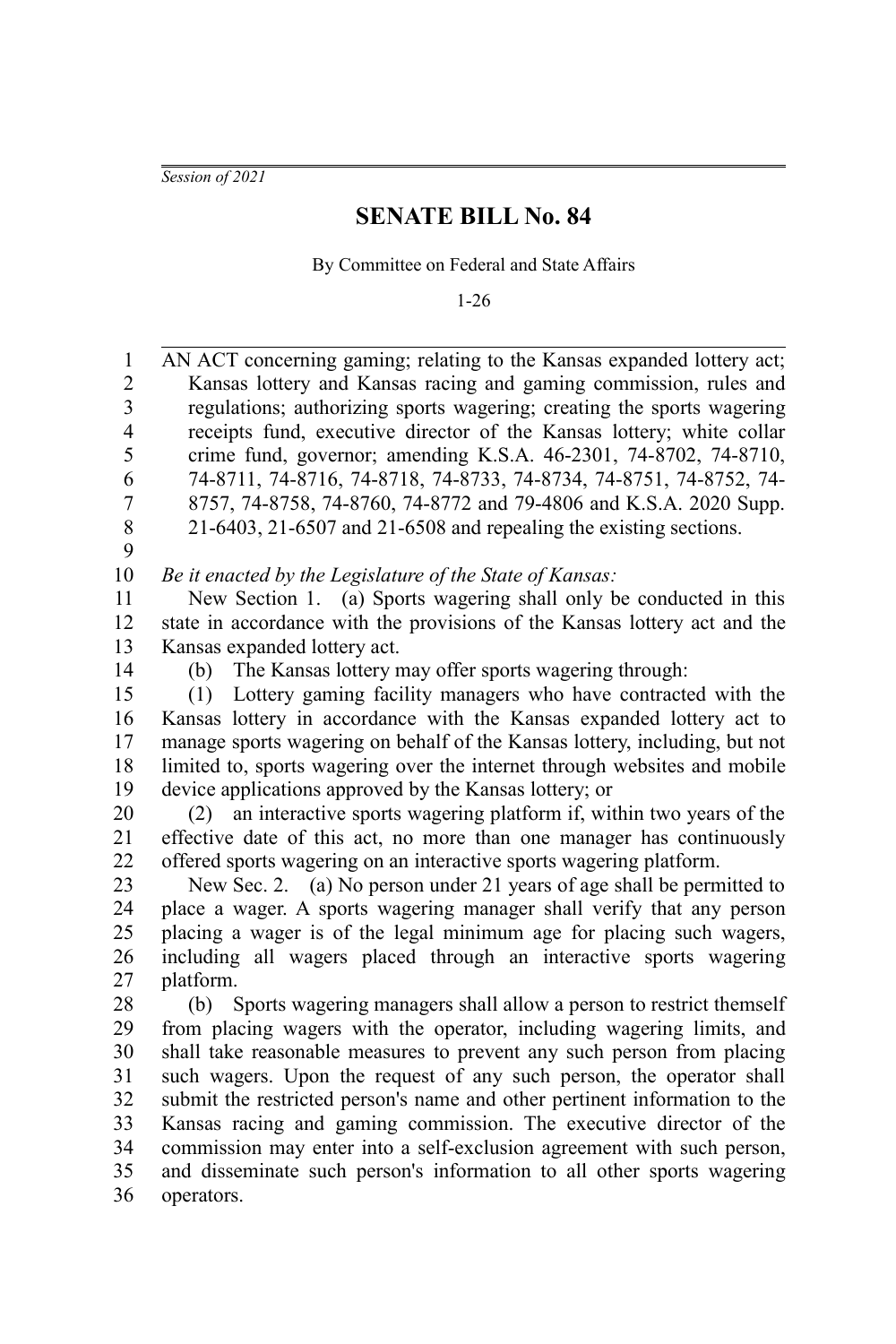*Session of 2021*

# SENATE BILL No. 84

By Committee on Federal and State Affairs

1-26

AN ACT concerning gaming; relating to the Kansas expanded lottery act; Kansas lottery and Kansas racing and gaming commission, rules and regulations; authorizing sports wagering; creating the sports wagering receipts fund, executive director of the Kansas lottery; white collar crime fund, governor; amending K.S.A. 46-2301, 74-8702, 74-8710, 74-8711, 74-8716, 74-8718, 74-8733, 74-8734, 74-8751, 74-8752, 74-8757, 74-8758, 74-8760, 74-8772 and 79-4806 and K.S.A. 2020 Supp. 21-6403, 21-6507 and 21-6508 and repealing the existing sections.

*Be it enacted by the Legislature of the State of Kansas:*

New Section 1. (a) Sports wagering shall only be conducted in this state in accordance with the provisions of the Kansas lottery act and the Kansas expanded lottery act.

(b) The Kansas lottery may offer sports wagering through:

(1) Lottery gaming facility managers who have contracted with the Kansas lottery in accordance with the Kansas expanded lottery act to manage sports wagering on behalf of the Kansas lottery, including, but not limited to, sports wagering over the internet through websites and mobile device applications approved by the Kansas lottery; or

(2) an interactive sports wagering platform if, within two years of the effective date of this act, no more than one manager has continuously offered sports wagering on an interactive sports wagering platform.

New Sec. 2. (a) No person under 21 years of age shall be permitted to place a wager. A sports wagering manager shall verify that any person placing a wager is of the legal minimum age for placing such wagers, including all wagers placed through an interactive sports wagering platform.

(b) Sports wagering managers shall allow a person to restrict themself from placing wagers with the operator, including wagering limits, and shall take reasonable measures to prevent any such person from placing such wagers. Upon the request of any such person, the operator shall submit the restricted person's name and other pertinent information to the Kansas racing and gaming commission. The executive director of the commission may enter into a self-exclusion agreement with such person, and disseminate such person's information to all other sports wagering operators.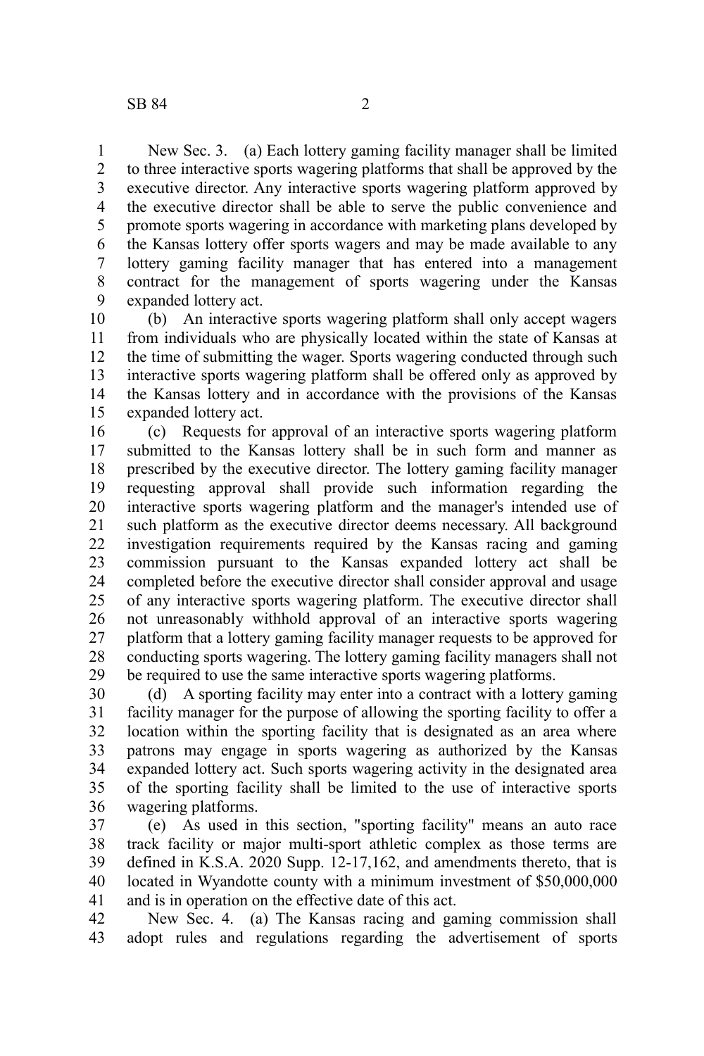New Sec. 3. (a) Each lottery gaming facility manager shall be limited to three interactive sports wagering platforms that shall be approved by the executive director. Any interactive sports wagering platform approved by the executive director shall be able to serve the public convenience and promote sports wagering in accordance with marketing plans developed by the Kansas lottery offer sports wagers and may be made available to any lottery gaming facility manager that has entered into a management contract for the management of sports wagering under the Kansas expanded lottery act.

(b) An interactive sports wagering platform shall only accept wagers from individuals who are physically located within the state of Kansas at the time of submitting the wager. Sports wagering conducted through such interactive sports wagering platform shall be offered only as approved by the Kansas lottery and in accordance with the provisions of the Kansas expanded lottery act.

(c) Requests for approval of an interactive sports wagering platform submitted to the Kansas lottery shall be in such form and manner as prescribed by the executive director. The lottery gaming facility manager requesting approval shall provide such information regarding the interactive sports wagering platform and the manager's intended use of such platform as the executive director deems necessary. All background investigation requirements required by the Kansas racing and gaming commission pursuant to the Kansas expanded lottery act shall be completed before the executive director shall consider approval and usage of any interactive sports wagering platform. The executive director shall not unreasonably withhold approval of an interactive sports wagering platform that a lottery gaming facility manager requests to be approved for conducting sports wagering. The lottery gaming facility managers shall not be required to use the same interactive sports wagering platforms.

(d) A sporting facility may enter into a contract with a lottery gaming facility manager for the purpose of allowing the sporting facility to offer a location within the sporting facility that is designated as an area where patrons may engage in sports wagering as authorized by the Kansas expanded lottery act. Such sports wagering activity in the designated area of the sporting facility shall be limited to the use of interactive sports wagering platforms.

(e) As used in this section, "sporting facility" means an auto race track facility or major multi-sport athletic complex as those terms are defined in K.S.A. 2020 Supp. 12-17,162, and amendments thereto, that is located in Wyandotte county with a minimum investment of $50,000,000 and is in operation on the effective date of this act.

New Sec. 4. (a) The Kansas racing and gaming commission shall adopt rules and regulations regarding the advertisement of sports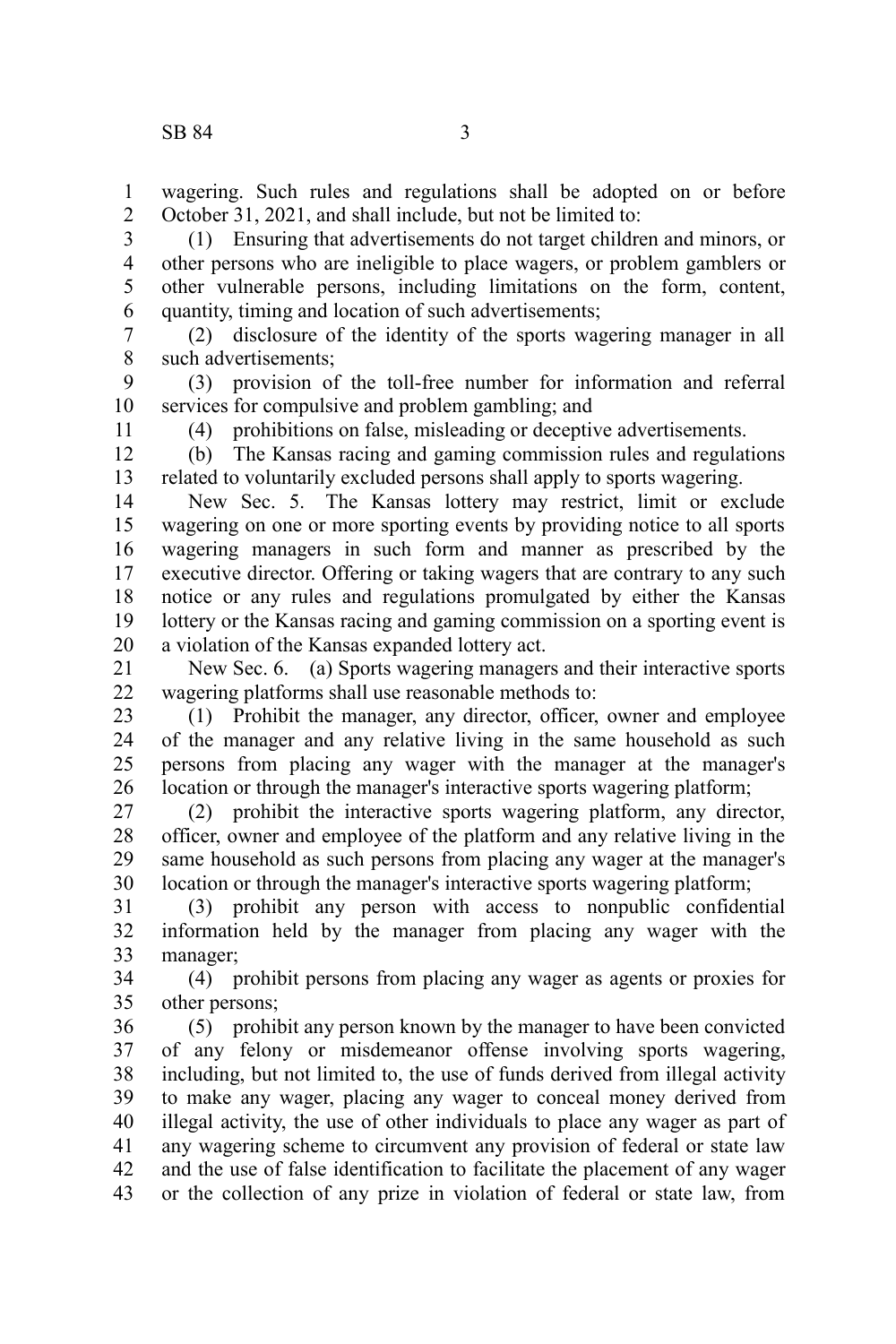wagering. Such rules and regulations shall be adopted on or before October 31, 2021, and shall include, but not be limited to:

(1) Ensuring that advertisements do not target children and minors, or other persons who are ineligible to place wagers, or problem gamblers or other vulnerable persons, including limitations on the form, content, quantity, timing and location of such advertisements;

(2) disclosure of the identity of the sports wagering manager in all such advertisements;

(3) provision of the toll-free number for information and referral services for compulsive and problem gambling; and

(4) prohibitions on false, misleading or deceptive advertisements.

(b) The Kansas racing and gaming commission rules and regulations related to voluntarily excluded persons shall apply to sports wagering.

New Sec. 5. The Kansas lottery may restrict, limit or exclude wagering on one or more sporting events by providing notice to all sports wagering managers in such form and manner as prescribed by the executive director. Offering or taking wagers that are contrary to any such notice or any rules and regulations promulgated by either the Kansas lottery or the Kansas racing and gaming commission on a sporting event is a violation of the Kansas expanded lottery act.

New Sec. 6. (a) Sports wagering managers and their interactive sports wagering platforms shall use reasonable methods to:

(1) Prohibit the manager, any director, officer, owner and employee of the manager and any relative living in the same household as such persons from placing any wager with the manager at the manager's location or through the manager's interactive sports wagering platform;

(2) prohibit the interactive sports wagering platform, any director, officer, owner and employee of the platform and any relative living in the same household as such persons from placing any wager at the manager's location or through the manager's interactive sports wagering platform;

(3) prohibit any person with access to nonpublic confidential information held by the manager from placing any wager with the manager;

(4) prohibit persons from placing any wager as agents or proxies for other persons;

(5) prohibit any person known by the manager to have been convicted of any felony or misdemeanor offense involving sports wagering, including, but not limited to, the use of funds derived from illegal activity to make any wager, placing any wager to conceal money derived from illegal activity, the use of other individuals to place any wager as part of any wagering scheme to circumvent any provision of federal or state law and the use of false identification to facilitate the placement of any wager or the collection of any prize in violation of federal or state law, from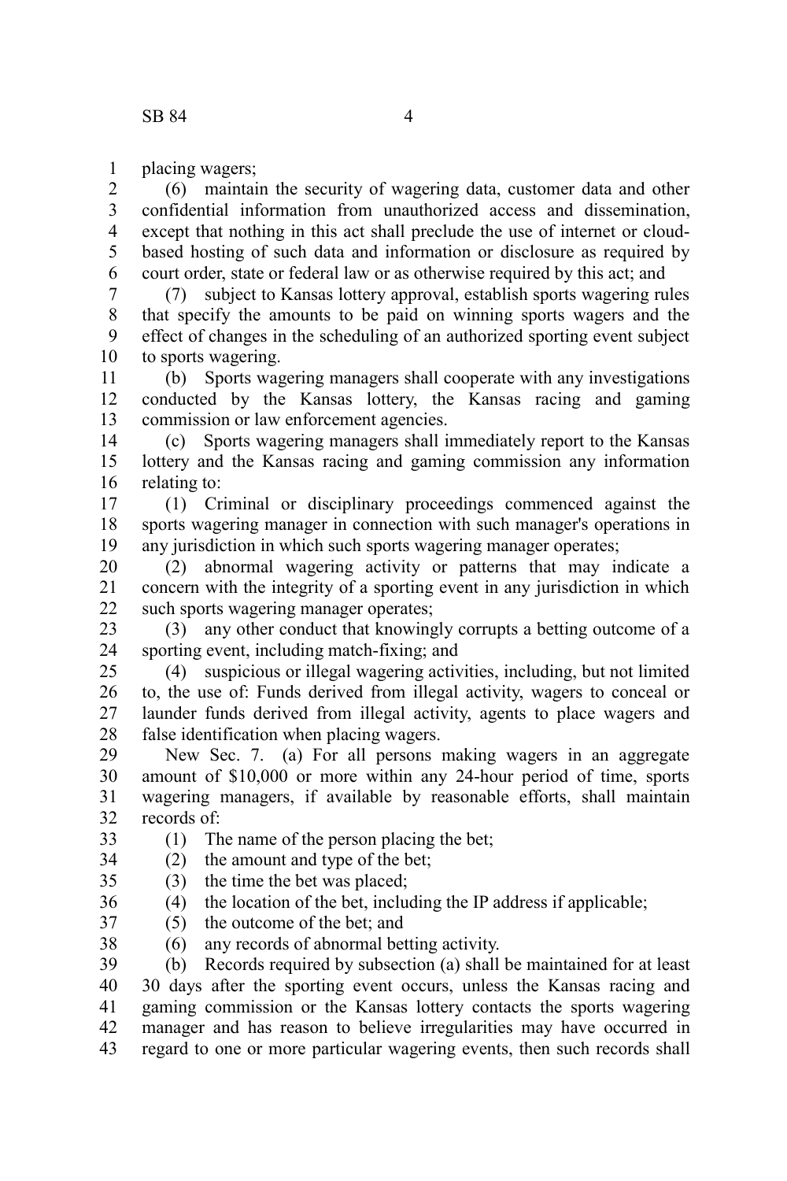placing wagers;

(6) maintain the security of wagering data, customer data and other confidential information from unauthorized access and dissemination, except that nothing in this act shall preclude the use of internet or cloud-based hosting of such data and information or disclosure as required by court order, state or federal law or as otherwise required by this act; and

(7) subject to Kansas lottery approval, establish sports wagering rules that specify the amounts to be paid on winning sports wagers and the effect of changes in the scheduling of an authorized sporting event subject to sports wagering.

(b) Sports wagering managers shall cooperate with any investigations conducted by the Kansas lottery, the Kansas racing and gaming commission or law enforcement agencies.

(c) Sports wagering managers shall immediately report to the Kansas lottery and the Kansas racing and gaming commission any information relating to:

(1) Criminal or disciplinary proceedings commenced against the sports wagering manager in connection with such manager's operations in any jurisdiction in which such sports wagering manager operates;

(2) abnormal wagering activity or patterns that may indicate a concern with the integrity of a sporting event in any jurisdiction in which such sports wagering manager operates;

(3) any other conduct that knowingly corrupts a betting outcome of a sporting event, including match-fixing; and

(4) suspicious or illegal wagering activities, including, but not limited to, the use of: Funds derived from illegal activity, wagers to conceal or launder funds derived from illegal activity, agents to place wagers and false identification when placing wagers.

New Sec. 7. (a) For all persons making wagers in an aggregate amount of $10,000 or more within any 24-hour period of time, sports wagering managers, if available by reasonable efforts, shall maintain records of:

(1) The name of the person placing the bet;

(2) the amount and type of the bet;

(3) the time the bet was placed;

(4) the location of the bet, including the IP address if applicable;

(5) the outcome of the bet; and

(6) any records of abnormal betting activity.

(b) Records required by subsection (a) shall be maintained for at least 30 days after the sporting event occurs, unless the Kansas racing and gaming commission or the Kansas lottery contacts the sports wagering manager and has reason to believe irregularities may have occurred in regard to one or more particular wagering events, then such records shall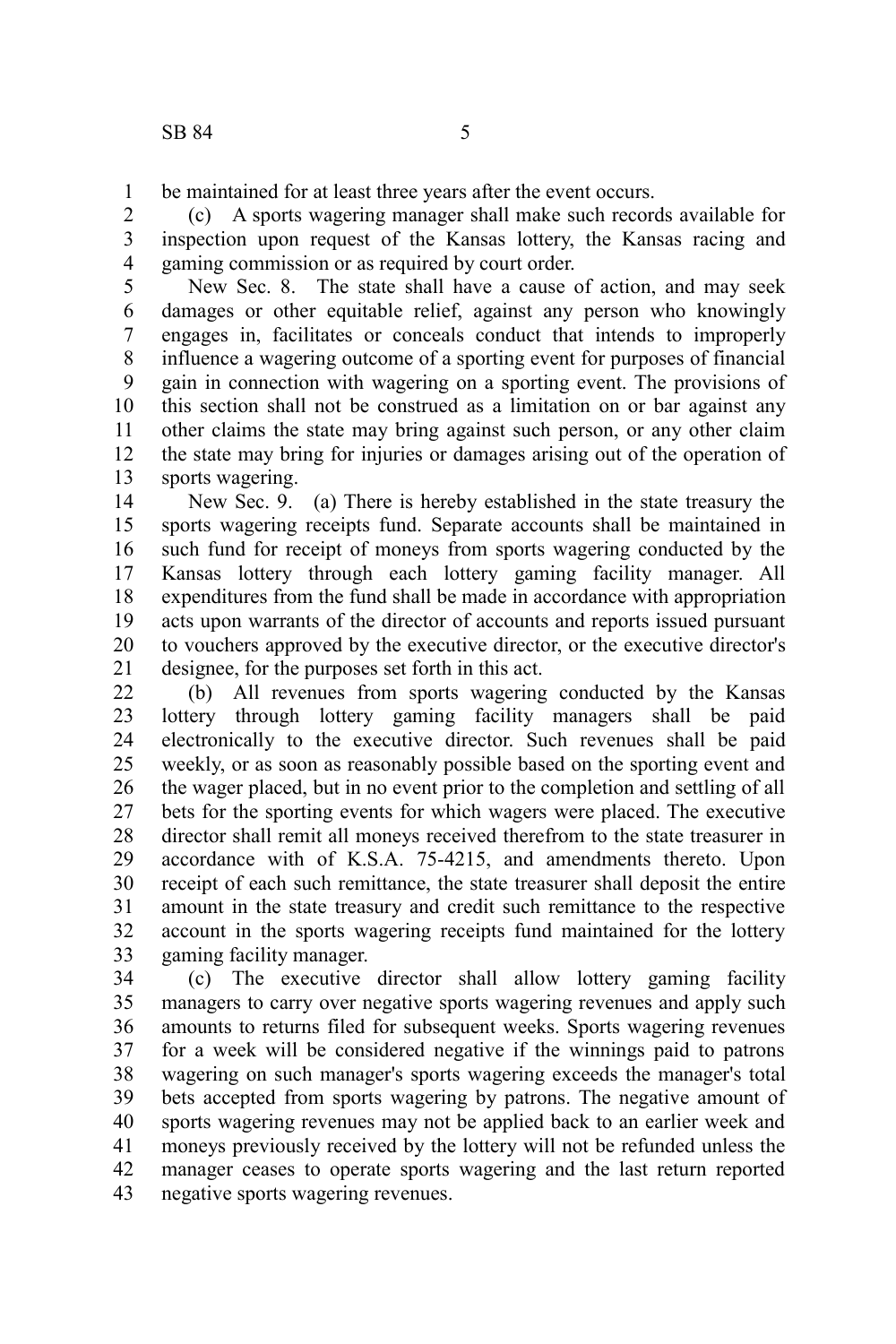be maintained for at least three years after the event occurs.

(c) A sports wagering manager shall make such records available for inspection upon request of the Kansas lottery, the Kansas racing and gaming commission or as required by court order.

New Sec. 8. The state shall have a cause of action, and may seek damages or other equitable relief, against any person who knowingly engages in, facilitates or conceals conduct that intends to improperly influence a wagering outcome of a sporting event for purposes of financial gain in connection with wagering on a sporting event. The provisions of this section shall not be construed as a limitation on or bar against any other claims the state may bring against such person, or any other claim the state may bring for injuries or damages arising out of the operation of sports wagering.

New Sec. 9. (a) There is hereby established in the state treasury the sports wagering receipts fund. Separate accounts shall be maintained in such fund for receipt of moneys from sports wagering conducted by the Kansas lottery through each lottery gaming facility manager. All expenditures from the fund shall be made in accordance with appropriation acts upon warrants of the director of accounts and reports issued pursuant to vouchers approved by the executive director, or the executive director's designee, for the purposes set forth in this act.

(b) All revenues from sports wagering conducted by the Kansas lottery through lottery gaming facility managers shall be paid electronically to the executive director. Such revenues shall be paid weekly, or as soon as reasonably possible based on the sporting event and the wager placed, but in no event prior to the completion and settling of all bets for the sporting events for which wagers were placed. The executive director shall remit all moneys received therefrom to the state treasurer in accordance with K.S.A. 75-4215, and amendments thereto. Upon receipt of each such remittance, the state treasurer shall deposit the entire amount in the state treasury and credit such remittance to the respective account in the sports wagering receipts fund maintained for the lottery gaming facility manager.

(c) The executive director shall allow lottery gaming facility managers to carry over negative sports wagering revenues and apply such amounts to returns filed for subsequent weeks. Sports wagering revenues for a week will be considered negative if the winnings paid to patrons wagering on such manager's sports wagering exceeds the manager's total bets accepted from sports wagering by patrons. The negative amount of sports wagering revenues may not be applied back to an earlier week and moneys previously received by the lottery will not be refunded unless the manager ceases to operate sports wagering and the last return reported negative sports wagering revenues.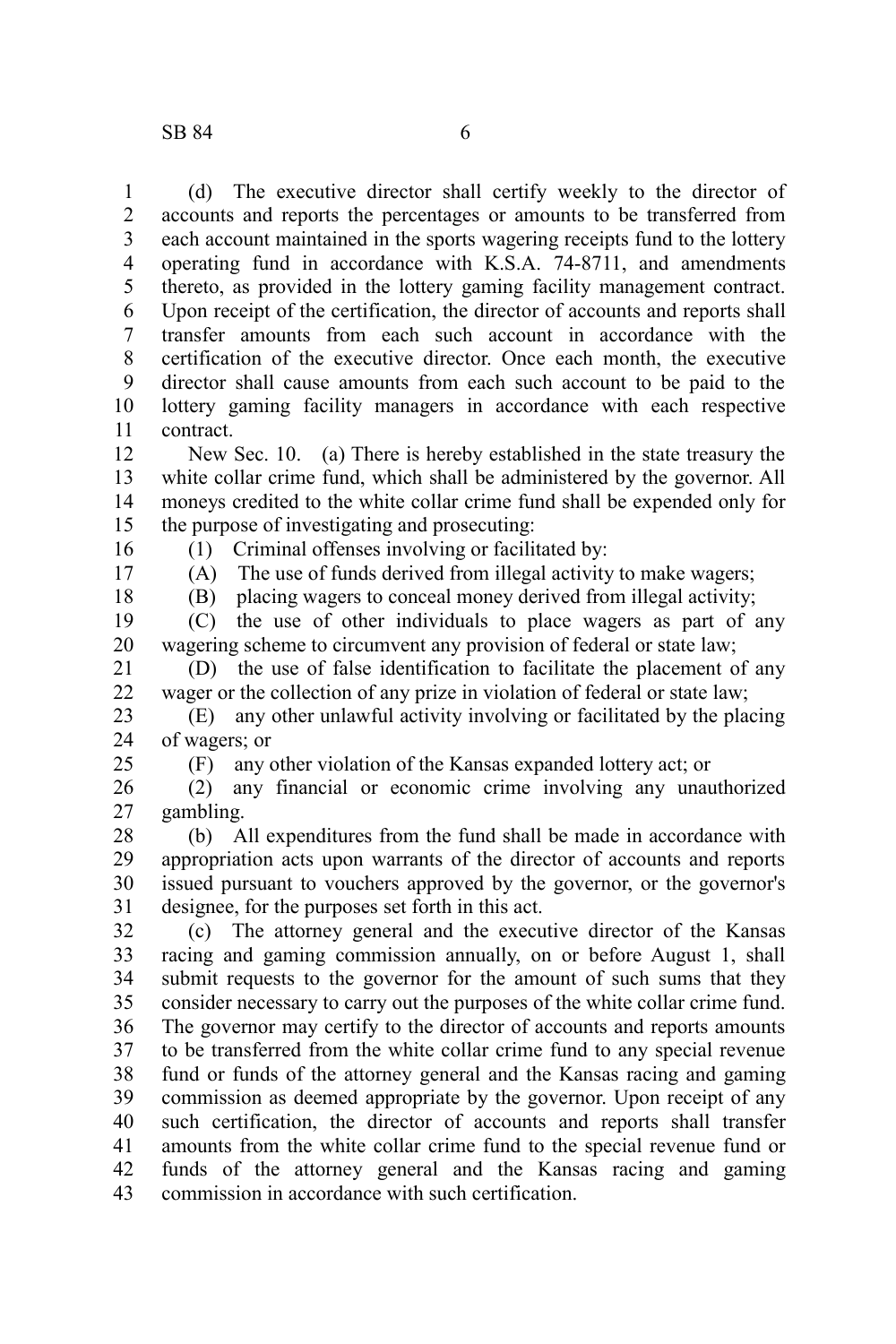(d) The executive director shall certify weekly to the director of accounts and reports the percentages or amounts to be transferred from each account maintained in the sports wagering receipts fund to the lottery operating fund in accordance with K.S.A. 74-8711, and amendments thereto, as provided in the lottery gaming facility management contract. Upon receipt of the certification, the director of accounts and reports shall transfer amounts from each such account in accordance with the certification of the executive director. Once each month, the executive director shall cause amounts from each such account to be paid to the lottery gaming facility managers in accordance with each respective contract.

New Sec. 10. (a) There is hereby established in the state treasury the white collar crime fund, which shall be administered by the governor. All moneys credited to the white collar crime fund shall be expended only for the purpose of investigating and prosecuting:

(1) Criminal offenses involving or facilitated by:

(A) The use of funds derived from illegal activity to make wagers;

(B) placing wagers to conceal money derived from illegal activity;

(C) the use of other individuals to place wagers as part of any wagering scheme to circumvent any provision of federal or state law;

(D) the use of false identification to facilitate the placement of any wager or the collection of any prize in violation of federal or state law;

(E) any other unlawful activity involving or facilitated by the placing of wagers; or

(F) any other violation of the Kansas expanded lottery act; or

(2) any financial or economic crime involving any unauthorized gambling.

(b) All expenditures from the fund shall be made in accordance with appropriation acts upon warrants of the director of accounts and reports issued pursuant to vouchers approved by the governor, or the governor's designee, for the purposes set forth in this act.

(c) The attorney general and the executive director of the Kansas racing and gaming commission annually, on or before August 1, shall submit requests to the governor for the amount of such sums that they consider necessary to carry out the purposes of the white collar crime fund. The governor may certify to the director of accounts and reports amounts to be transferred from the white collar crime fund to any special revenue fund or funds of the attorney general and the Kansas racing and gaming commission as deemed appropriate by the governor. Upon receipt of any such certification, the director of accounts and reports shall transfer amounts from the white collar crime fund to the special revenue fund or funds of the attorney general and the Kansas racing and gaming commission in accordance with such certification.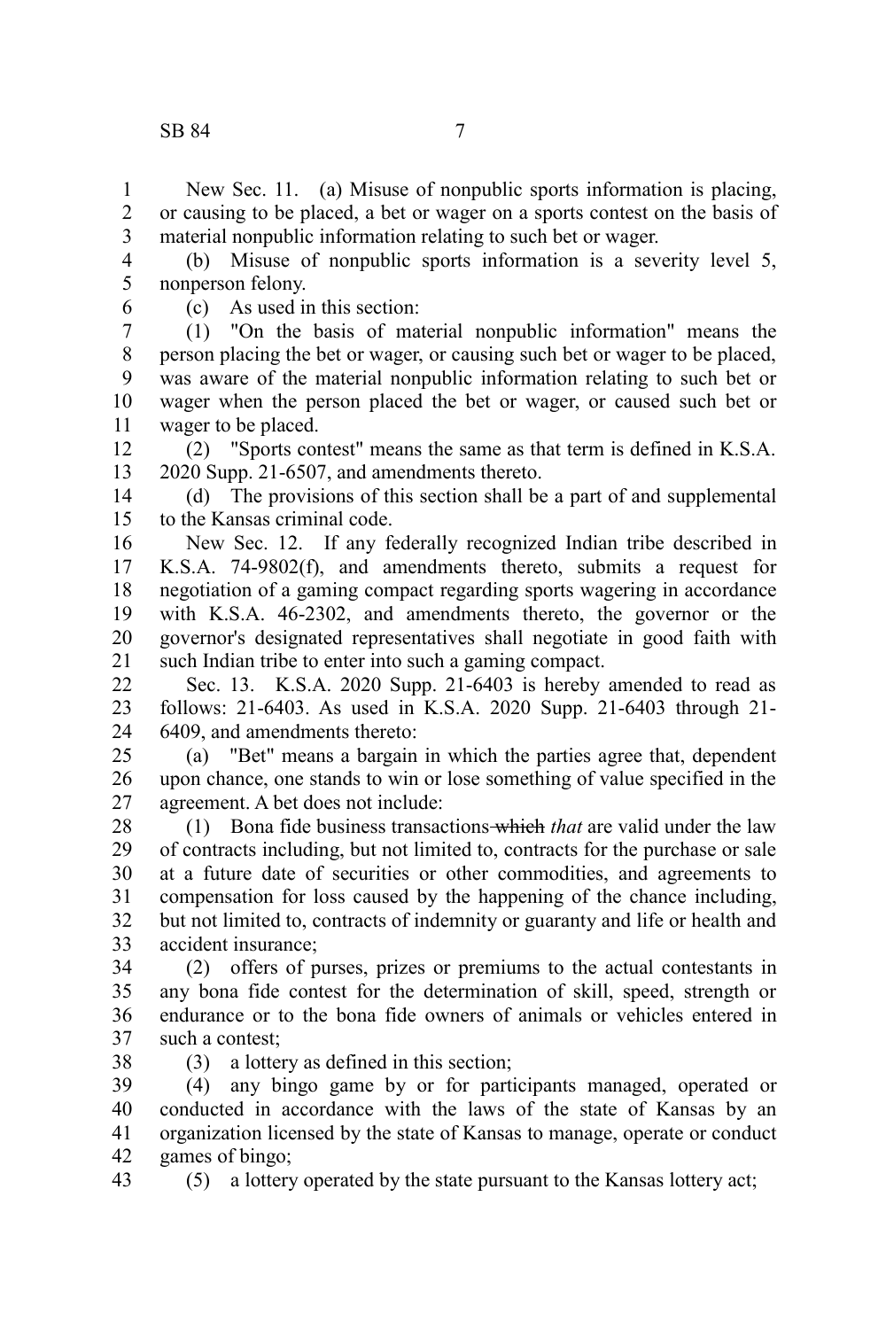New Sec. 11. (a) Misuse of nonpublic sports information is placing, or causing to be placed, a bet or wager on a sports contest on the basis of material nonpublic information relating to such bet or wager.

(b) Misuse of nonpublic sports information is a severity level 5, nonperson felony.

(c) As used in this section:

(1) "On the basis of material nonpublic information" means the person placing the bet or wager, or causing such bet or wager to be placed, was aware of the material nonpublic information relating to such bet or wager when the person placed the bet or wager, or caused such bet or wager to be placed.

(2) "Sports contest" means the same as that term is defined in K.S.A. 2020 Supp. 21-6507, and amendments thereto.

(d) The provisions of this section shall be a part of and supplemental to the Kansas criminal code.

New Sec. 12. If any federally recognized Indian tribe described in K.S.A. 74-9802(f), and amendments thereto, submits a request for negotiation of a gaming compact regarding sports wagering in accordance with K.S.A. 46-2302, and amendments thereto, the governor or the governor's designated representatives shall negotiate in good faith with such Indian tribe to enter into such a gaming compact.

Sec. 13. K.S.A. 2020 Supp. 21-6403 is hereby amended to read as follows: 21-6403. As used in K.S.A. 2020 Supp. 21-6403 through 21-6409, and amendments thereto:

(a) "Bet" means a bargain in which the parties agree that, dependent upon chance, one stands to win or lose something of value specified in the agreement. A bet does not include:

(1) Bona fide business transactions ~~which~~ *that* are valid under the law of contracts including, but not limited to, contracts for the purchase or sale at a future date of securities or other commodities, and agreements to compensation for loss caused by the happening of the chance including, but not limited to, contracts of indemnity or guaranty and life or health and accident insurance;

(2) offers of purses, prizes or premiums to the actual contestants in any bona fide contest for the determination of skill, speed, strength or endurance or to the bona fide owners of animals or vehicles entered in such a contest;

(3) a lottery as defined in this section;

(4) any bingo game by or for participants managed, operated or conducted in accordance with the laws of the state of Kansas by an organization licensed by the state of Kansas to manage, operate or conduct games of bingo;

(5) a lottery operated by the state pursuant to the Kansas lottery act;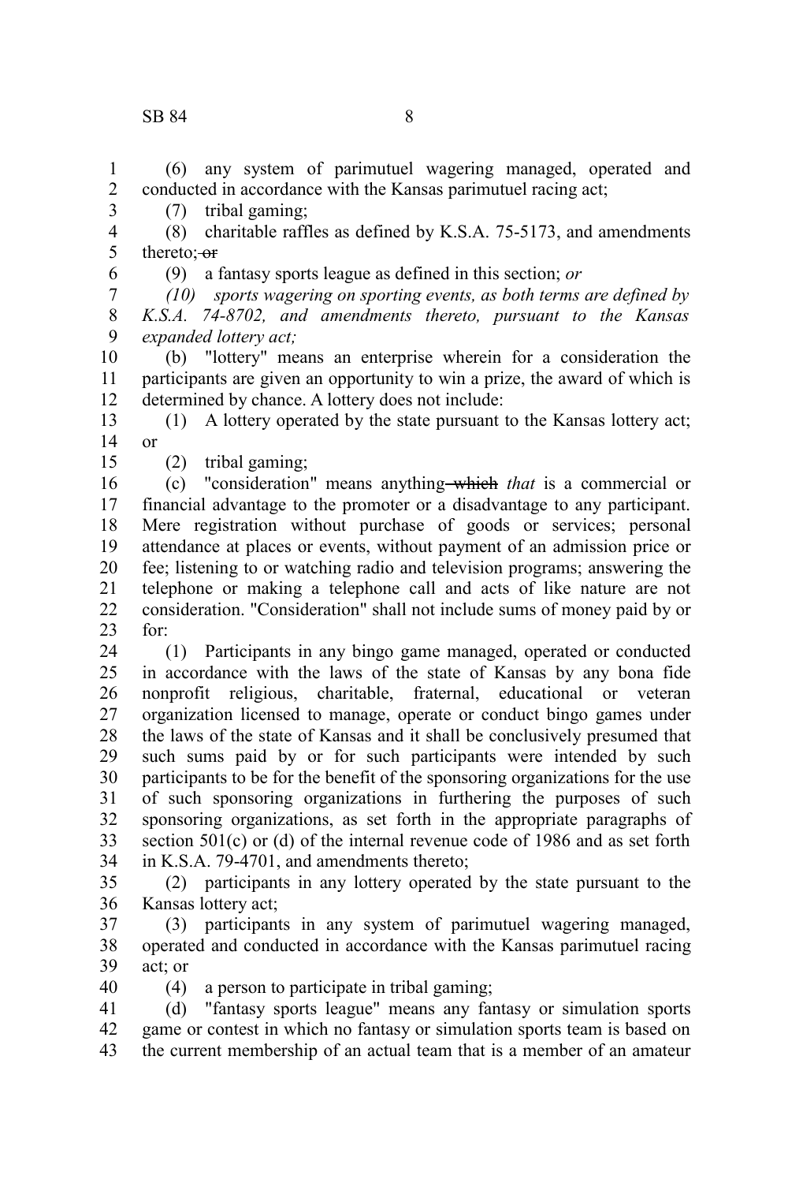(6) any system of parimutuel wagering managed, operated and conducted in accordance with the Kansas parimutuel racing act;

(7) tribal gaming;

(8) charitable raffles as defined by K.S.A. 75-5173, and amendments thereto; ~~or~~

(9) a fantasy sports league as defined in this section; *or*

*(10) sports wagering on sporting events, as both terms are defined by K.S.A. 74-8702, and amendments thereto, pursuant to the Kansas expanded lottery act;*

(b) "lottery" means an enterprise wherein for a consideration the participants are given an opportunity to win a prize, the award of which is determined by chance. A lottery does not include:

(1) A lottery operated by the state pursuant to the Kansas lottery act; or

(2) tribal gaming;

(c) "consideration" means anything ~~which~~ *that* is a commercial or financial advantage to the promoter or a disadvantage to any participant. Mere registration without purchase of goods or services; personal attendance at places or events, without payment of an admission price or fee; listening to or watching radio and television programs; answering the telephone or making a telephone call and acts of like nature are not consideration. "Consideration" shall not include sums of money paid by or for:

(1) Participants in any bingo game managed, operated or conducted in accordance with the laws of the state of Kansas by any bona fide nonprofit religious, charitable, fraternal, educational or veteran organization licensed to manage, operate or conduct bingo games under the laws of the state of Kansas and it shall be conclusively presumed that such sums paid by or for such participants were intended by such participants to be for the benefit of the sponsoring organizations for the use of such sponsoring organizations in furthering the purposes of such sponsoring organizations, as set forth in the appropriate paragraphs of section 501(c) or (d) of the internal revenue code of 1986 and as set forth in K.S.A. 79-4701, and amendments thereto;

(2) participants in any lottery operated by the state pursuant to the Kansas lottery act;

(3) participants in any system of parimutuel wagering managed, operated and conducted in accordance with the Kansas parimutuel racing act; or

(4) a person to participate in tribal gaming;

(d) "fantasy sports league" means any fantasy or simulation sports game or contest in which no fantasy or simulation sports team is based on the current membership of an actual team that is a member of an amateur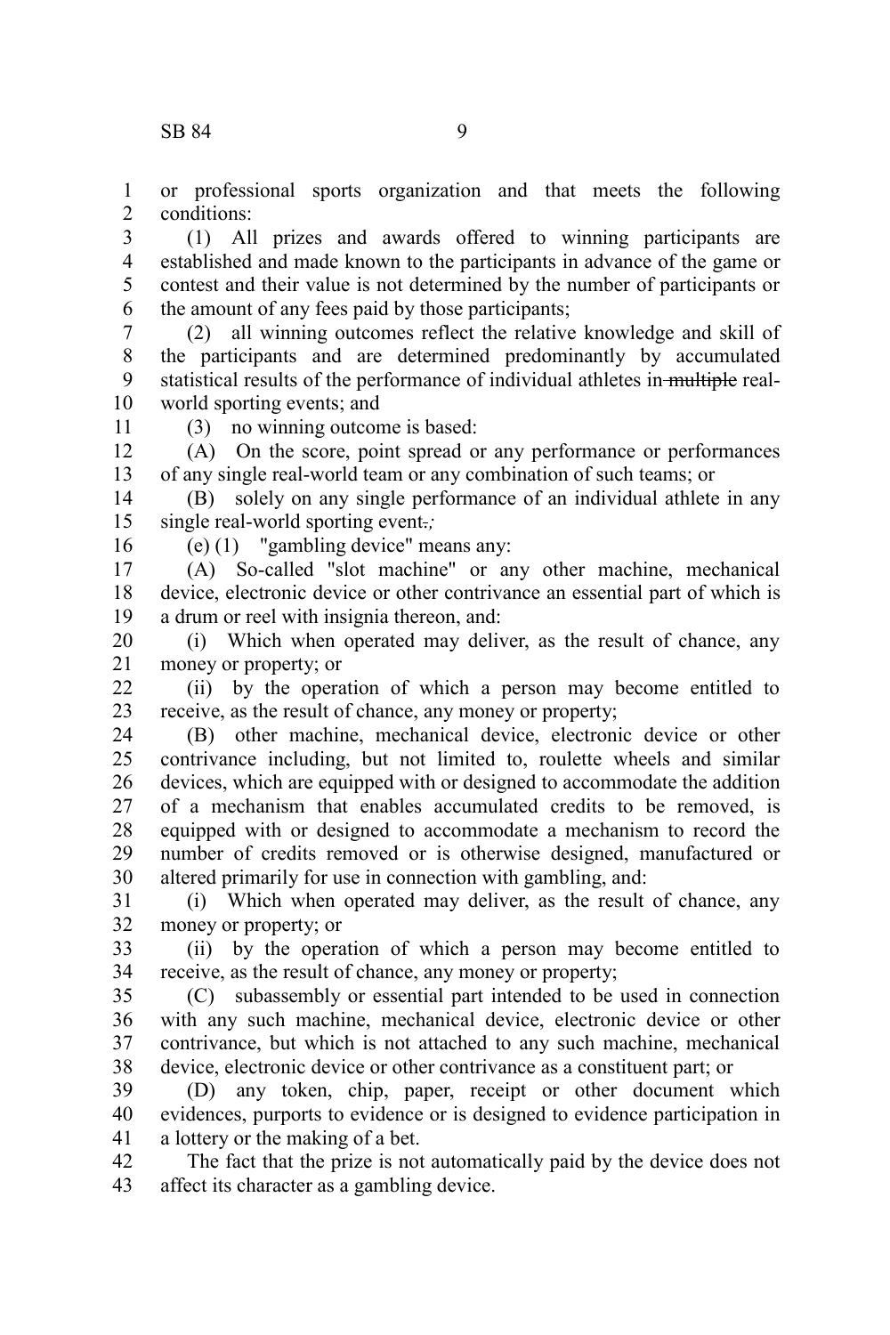or professional sports organization and that meets the following conditions:

(1) All prizes and awards offered to winning participants are established and made known to the participants in advance of the game or contest and their value is not determined by the number of participants or the amount of any fees paid by those participants;

(2) all winning outcomes reflect the relative knowledge and skill of the participants and are determined predominantly by accumulated statistical results of the performance of individual athletes in ~~multiple~~ real-world sporting events; and

(3) no winning outcome is based:

(A) On the score, point spread or any performance or performances of any single real-world team or any combination of such teams; or

(B) solely on any single performance of an individual athlete in any single real-world sporting event~~.~~*;*

(e) (1) "gambling device" means any:

(A) So-called "slot machine" or any other machine, mechanical device, electronic device or other contrivance an essential part of which is a drum or reel with insignia thereon, and:

(i) Which when operated may deliver, as the result of chance, any money or property; or

(ii) by the operation of which a person may become entitled to receive, as the result of chance, any money or property;

(B) other machine, mechanical device, electronic device or other contrivance including, but not limited to, roulette wheels and similar devices, which are equipped with or designed to accommodate the addition of a mechanism that enables accumulated credits to be removed, is equipped with or designed to accommodate a mechanism to record the number of credits removed or is otherwise designed, manufactured or altered primarily for use in connection with gambling, and:

(i) Which when operated may deliver, as the result of chance, any money or property; or

(ii) by the operation of which a person may become entitled to receive, as the result of chance, any money or property;

(C) subassembly or essential part intended to be used in connection with any such machine, mechanical device, electronic device or other contrivance, but which is not attached to any such machine, mechanical device, electronic device or other contrivance as a constituent part; or

(D) any token, chip, paper, receipt or other document which evidences, purports to evidence or is designed to evidence participation in a lottery or the making of a bet.

The fact that the prize is not automatically paid by the device does not affect its character as a gambling device.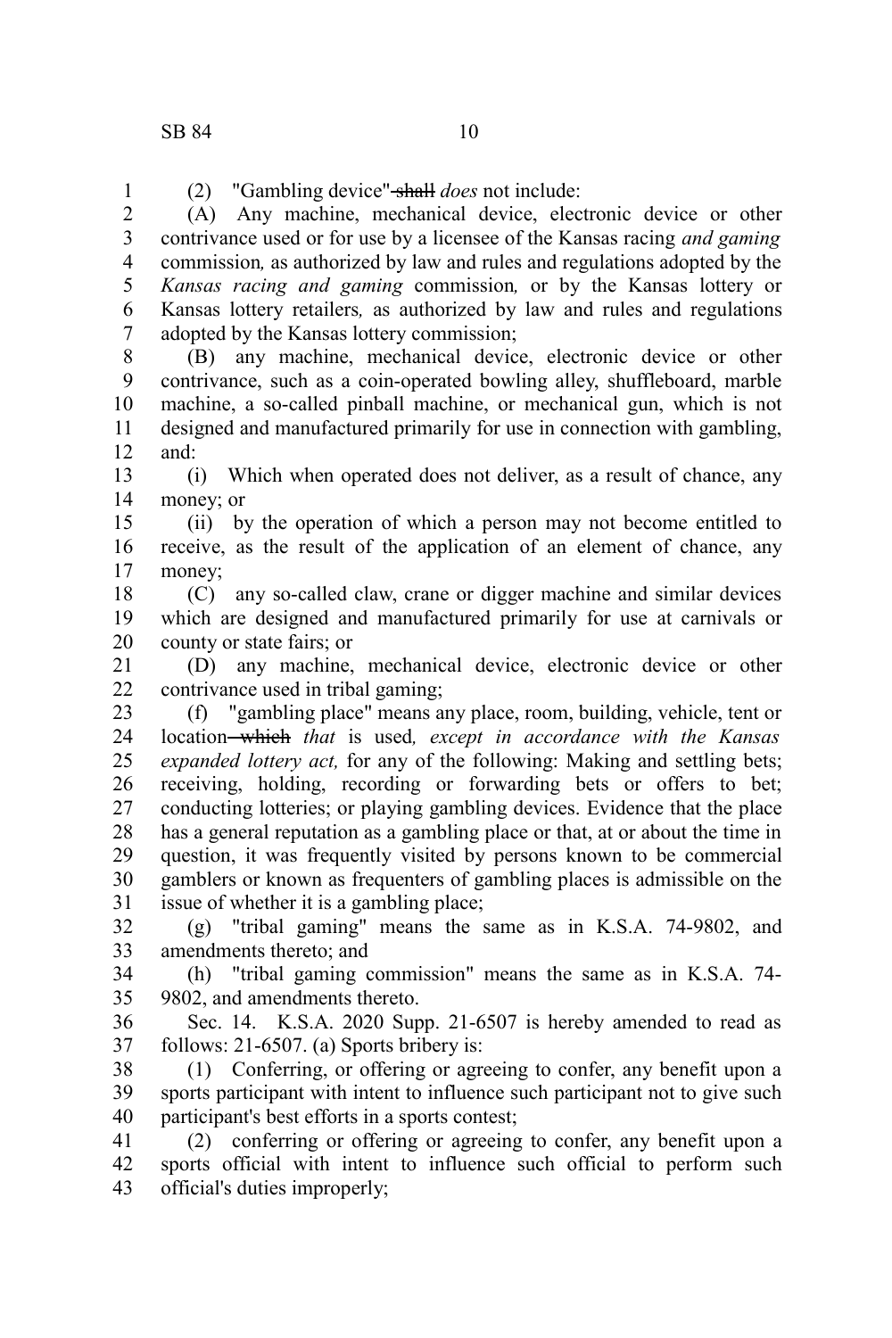(2) "Gambling device" ~~shall~~ *does* not include:

(A) Any machine, mechanical device, electronic device or other contrivance used or for use by a licensee of the Kansas racing *and gaming* commission*,* as authorized by law and rules and regulations adopted by the *Kansas racing and gaming* commission*,* or by the Kansas lottery or Kansas lottery retailers*,* as authorized by law and rules and regulations adopted by the Kansas lottery commission;

(B) any machine, mechanical device, electronic device or other contrivance, such as a coin-operated bowling alley, shuffleboard, marble machine, a so-called pinball machine, or mechanical gun, which is not designed and manufactured primarily for use in connection with gambling, and:

(i) Which when operated does not deliver, as a result of chance, any money; or

(ii) by the operation of which a person may not become entitled to receive, as the result of the application of an element of chance, any money;

(C) any so-called claw, crane or digger machine and similar devices which are designed and manufactured primarily for use at carnivals or county or state fairs; or

(D) any machine, mechanical device, electronic device or other contrivance used in tribal gaming;

(f) "gambling place" means any place, room, building, vehicle, tent or location ~~which~~ *that* is used*, except in accordance with the Kansas expanded lottery act,* for any of the following: Making and settling bets; receiving, holding, recording or forwarding bets or offers to bet; conducting lotteries; or playing gambling devices. Evidence that the place has a general reputation as a gambling place or that, at or about the time in question, it was frequently visited by persons known to be commercial gamblers or known as frequenters of gambling places is admissible on the issue of whether it is a gambling place;

(g) "tribal gaming" means the same as in K.S.A. 74-9802, and amendments thereto; and

(h) "tribal gaming commission" means the same as in K.S.A. 74-9802, and amendments thereto.

Sec. 14. K.S.A. 2020 Supp. 21-6507 is hereby amended to read as follows: 21-6507. (a) Sports bribery is:

(1) Conferring, or offering or agreeing to confer, any benefit upon a sports participant with intent to influence such participant not to give such participant's best efforts in a sports contest;

(2) conferring or offering or agreeing to confer, any benefit upon a sports official with intent to influence such official to perform such official's duties improperly;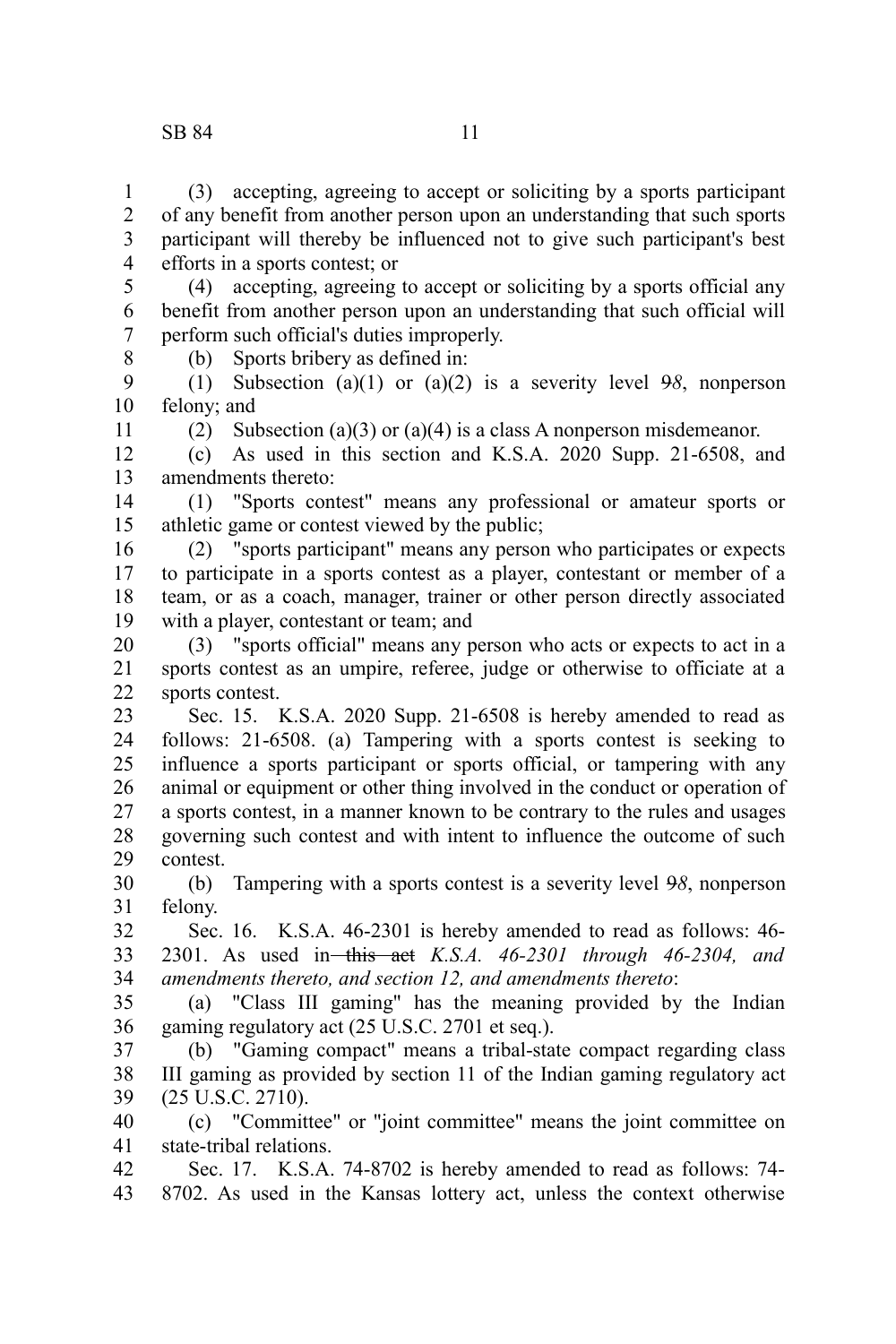(3) accepting, agreeing to accept or soliciting by a sports participant of any benefit from another person upon an understanding that such sports participant will thereby be influenced not to give such participant's best efforts in a sports contest; or

(4) accepting, agreeing to accept or soliciting by a sports official any benefit from another person upon an understanding that such official will perform such official's duties improperly.

(b) Sports bribery as defined in:

(1) Subsection (a)(1) or (a)(2) is a severity level ~~9~~*8*, nonperson felony; and

(2) Subsection (a)(3) or (a)(4) is a class A nonperson misdemeanor.

(c) As used in this section and K.S.A. 2020 Supp. 21-6508, and amendments thereto:

(1) "Sports contest" means any professional or amateur sports or athletic game or contest viewed by the public;

(2) "sports participant" means any person who participates or expects to participate in a sports contest as a player, contestant or member of a team, or as a coach, manager, trainer or other person directly associated with a player, contestant or team; and

(3) "sports official" means any person who acts or expects to act in a sports contest as an umpire, referee, judge or otherwise to officiate at a sports contest.

Sec. 15. K.S.A. 2020 Supp. 21-6508 is hereby amended to read as follows: 21-6508. (a) Tampering with a sports contest is seeking to influence a sports participant or sports official, or tampering with any animal or equipment or other thing involved in the conduct or operation of a sports contest, in a manner known to be contrary to the rules and usages governing such contest and with intent to influence the outcome of such contest.

(b) Tampering with a sports contest is a severity level ~~9~~*8*, nonperson felony.

Sec. 16. K.S.A. 46-2301 is hereby amended to read as follows: 46-2301. As used in ~~this act~~ *K.S.A. 46-2301 through 46-2304, and amendments thereto, and section 12, and amendments thereto*:

(a) "Class III gaming" has the meaning provided by the Indian gaming regulatory act (25 U.S.C. 2701 et seq.).

(b) "Gaming compact" means a tribal-state compact regarding class III gaming as provided by section 11 of the Indian gaming regulatory act (25 U.S.C. 2710).

(c) "Committee" or "joint committee" means the joint committee on state-tribal relations.

Sec. 17. K.S.A. 74-8702 is hereby amended to read as follows: 74-8702. As used in the Kansas lottery act, unless the context otherwise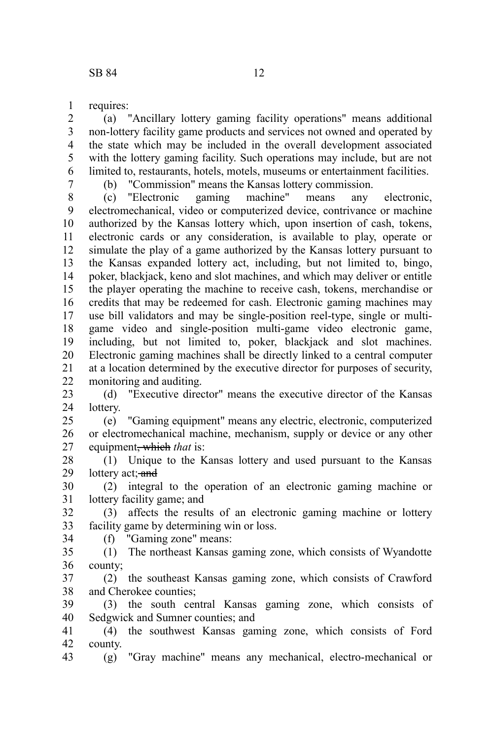requires:

(a) "Ancillary lottery gaming facility operations" means additional non-lottery facility game products and services not owned and operated by the state which may be included in the overall development associated with the lottery gaming facility. Such operations may include, but are not limited to, restaurants, hotels, motels, museums or entertainment facilities.

(b) "Commission" means the Kansas lottery commission.

(c) "Electronic gaming machine" means any electronic, electromechanical, video or computerized device, contrivance or machine authorized by the Kansas lottery which, upon insertion of cash, tokens, electronic cards or any consideration, is available to play, operate or simulate the play of a game authorized by the Kansas lottery pursuant to the Kansas expanded lottery act, including, but not limited to, bingo, poker, blackjack, keno and slot machines, and which may deliver or entitle the player operating the machine to receive cash, tokens, merchandise or credits that may be redeemed for cash. Electronic gaming machines may use bill validators and may be single-position reel-type, single or multi-game video and single-position multi-game video electronic game, including, but not limited to, poker, blackjack and slot machines. Electronic gaming machines shall be directly linked to a central computer at a location determined by the executive director for purposes of security, monitoring and auditing.

(d) "Executive director" means the executive director of the Kansas lottery.

(e) "Gaming equipment" means any electric, electronic, computerized or electromechanical machine, mechanism, supply or device or any other equipment~~, which~~ *that* is:

(1) Unique to the Kansas lottery and used pursuant to the Kansas lottery act; ~~and~~

(2) integral to the operation of an electronic gaming machine or lottery facility game; and

(3) affects the results of an electronic gaming machine or lottery facility game by determining win or loss.

(f) "Gaming zone" means:

(1) The northeast Kansas gaming zone, which consists of Wyandotte county;

(2) the southeast Kansas gaming zone, which consists of Crawford and Cherokee counties;

(3) the south central Kansas gaming zone, which consists of Sedgwick and Sumner counties; and

(4) the southwest Kansas gaming zone, which consists of Ford county.

(g) "Gray machine" means any mechanical, electro-mechanical or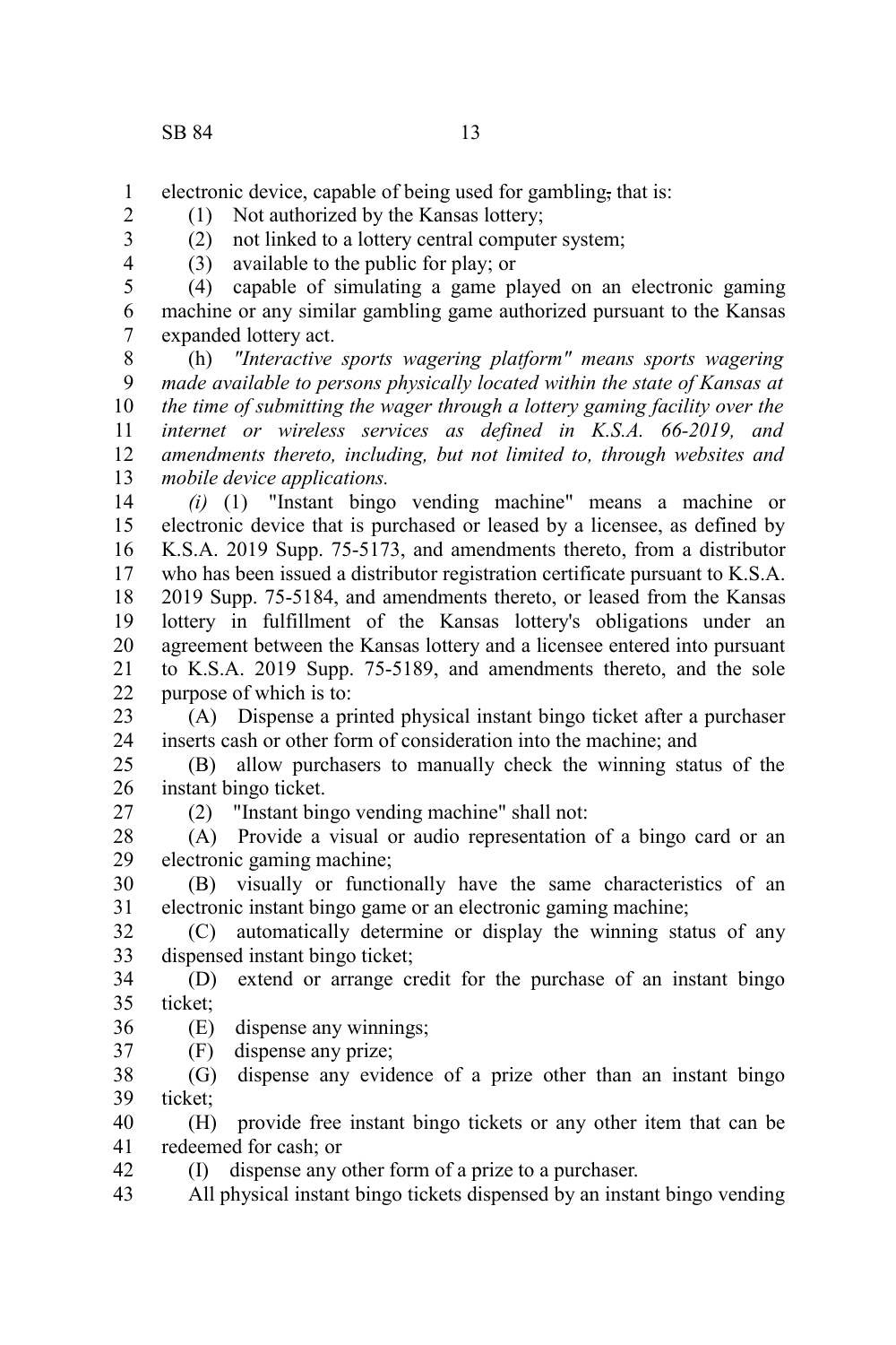electronic device, capable of being used for gambling, that is:

(1) Not authorized by the Kansas lottery;

(2) not linked to a lottery central computer system;

(3) available to the public for play; or

(4) capable of simulating a game played on an electronic gaming machine or any similar gambling game authorized pursuant to the Kansas expanded lottery act.

(h) *"Interactive sports wagering platform" means sports wagering made available to persons physically located within the state of Kansas at the time of submitting the wager through a lottery gaming facility over the internet or wireless services as defined in K.S.A. 66-2019, and amendments thereto, including, but not limited to, through websites and mobile device applications.*

*(i)* (1) "Instant bingo vending machine" means a machine or electronic device that is purchased or leased by a licensee, as defined by K.S.A. 2019 Supp. 75-5173, and amendments thereto, from a distributor who has been issued a distributor registration certificate pursuant to K.S.A. 2019 Supp. 75-5184, and amendments thereto, or leased from the Kansas lottery in fulfillment of the Kansas lottery's obligations under an agreement between the Kansas lottery and a licensee entered into pursuant to K.S.A. 2019 Supp. 75-5189, and amendments thereto, and the sole purpose of which is to:

(A) Dispense a printed physical instant bingo ticket after a purchaser inserts cash or other form of consideration into the machine; and

(B) allow purchasers to manually check the winning status of the instant bingo ticket.

(2) "Instant bingo vending machine" shall not:

(A) Provide a visual or audio representation of a bingo card or an electronic gaming machine;

(B) visually or functionally have the same characteristics of an electronic instant bingo game or an electronic gaming machine;

(C) automatically determine or display the winning status of any dispensed instant bingo ticket;

(D) extend or arrange credit for the purchase of an instant bingo ticket;

(E) dispense any winnings;

(F) dispense any prize;

(G) dispense any evidence of a prize other than an instant bingo ticket;

(H) provide free instant bingo tickets or any other item that can be redeemed for cash; or

(I) dispense any other form of a prize to a purchaser.

All physical instant bingo tickets dispensed by an instant bingo vending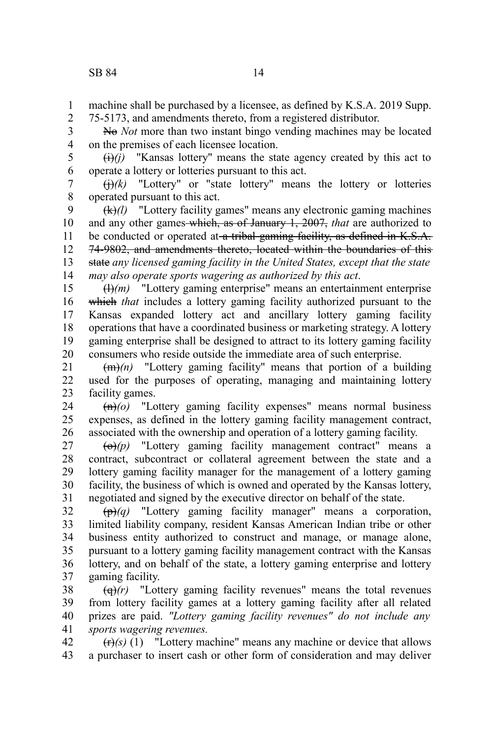machine shall be purchased by a licensee, as defined by K.S.A. 2019 Supp. 75-5173, and amendments thereto, from a registered distributor.

~~No~~ *Not* more than two instant bingo vending machines may be located on the premises of each licensee location.

~~(i)~~*(j)* "Kansas lottery" means the state agency created by this act to operate a lottery or lotteries pursuant to this act.

~~(j)~~*(k)* "Lottery" or "state lottery" means the lottery or lotteries operated pursuant to this act.

~~(k)~~*(l)* "Lottery facility games" means any electronic gaming machines and any other games ~~which, as of January 1, 2007,~~ *that* are authorized to be conducted or operated at ~~a tribal gaming facility, as defined in K.S.A. 74-9802, and amendments thereto, located within the boundaries of this state~~ *any licensed gaming facility in the United States, except that the state may also operate sports wagering as authorized by this act*.

~~(l)~~*(m)* "Lottery gaming enterprise" means an entertainment enterprise ~~which~~ *that* includes a lottery gaming facility authorized pursuant to the Kansas expanded lottery act and ancillary lottery gaming facility operations that have a coordinated business or marketing strategy. A lottery gaming enterprise shall be designed to attract to its lottery gaming facility consumers who reside outside the immediate area of such enterprise.

~~(m)~~*(n)* "Lottery gaming facility" means that portion of a building used for the purposes of operating, managing and maintaining lottery facility games.

~~(n)~~*(o)* "Lottery gaming facility expenses" means normal business expenses, as defined in the lottery gaming facility management contract, associated with the ownership and operation of a lottery gaming facility.

~~(o)~~*(p)* "Lottery gaming facility management contract" means a contract, subcontract or collateral agreement between the state and a lottery gaming facility manager for the management of a lottery gaming facility, the business of which is owned and operated by the Kansas lottery, negotiated and signed by the executive director on behalf of the state.

~~(p)~~*(q)* "Lottery gaming facility manager" means a corporation, limited liability company, resident Kansas American Indian tribe or other business entity authorized to construct and manage, or manage alone, pursuant to a lottery gaming facility management contract with the Kansas lottery, and on behalf of the state, a lottery gaming enterprise and lottery gaming facility.

~~(q)~~*(r)* "Lottery gaming facility revenues" means the total revenues from lottery facility games at a lottery gaming facility after all related prizes are paid. *"Lottery gaming facility revenues" do not include any sports wagering revenues.*

~~(r)~~*(s)* (1) "Lottery machine" means any machine or device that allows a purchaser to insert cash or other form of consideration and may deliver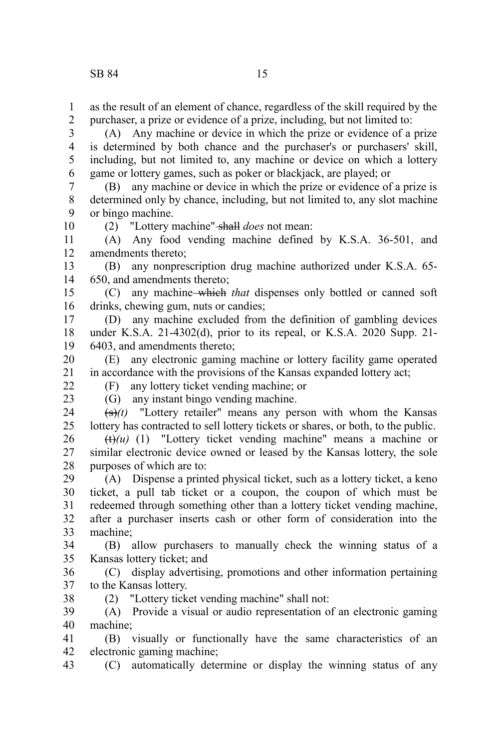as the result of an element of chance, regardless of the skill required by the purchaser, a prize or evidence of a prize, including, but not limited to:

(A) Any machine or device in which the prize or evidence of a prize is determined by both chance and the purchaser's or purchasers' skill, including, but not limited to, any machine or device on which a lottery game or lottery games, such as poker or blackjack, are played; or

(B) any machine or device in which the prize or evidence of a prize is determined only by chance, including, but not limited to, any slot machine or bingo machine.

(2) "Lottery machine" ~~shall~~ *does* not mean:

(A) Any food vending machine defined by K.S.A. 36-501, and amendments thereto;

(B) any nonprescription drug machine authorized under K.S.A. 65-650, and amendments thereto;

(C) any machine ~~which~~ *that* dispenses only bottled or canned soft drinks, chewing gum, nuts or candies;

(D) any machine excluded from the definition of gambling devices under K.S.A. 21-4302(d), prior to its repeal, or K.S.A. 2020 Supp. 21-6403, and amendments thereto;

(E) any electronic gaming machine or lottery facility game operated in accordance with the provisions of the Kansas expanded lottery act;

(F) any lottery ticket vending machine; or

(G) any instant bingo vending machine.

~~(s)~~*(t)* "Lottery retailer" means any person with whom the Kansas lottery has contracted to sell lottery tickets or shares, or both, to the public.

~~(t)~~*(u)* (1) "Lottery ticket vending machine" means a machine or similar electronic device owned or leased by the Kansas lottery, the sole purposes of which are to:

(A) Dispense a printed physical ticket, such as a lottery ticket, a keno ticket, a pull tab ticket or a coupon, the coupon of which must be redeemed through something other than a lottery ticket vending machine, after a purchaser inserts cash or other form of consideration into the machine;

(B) allow purchasers to manually check the winning status of a Kansas lottery ticket; and

(C) display advertising, promotions and other information pertaining to the Kansas lottery.

(2) "Lottery ticket vending machine" shall not:

(A) Provide a visual or audio representation of an electronic gaming machine;

(B) visually or functionally have the same characteristics of an electronic gaming machine;

(C) automatically determine or display the winning status of any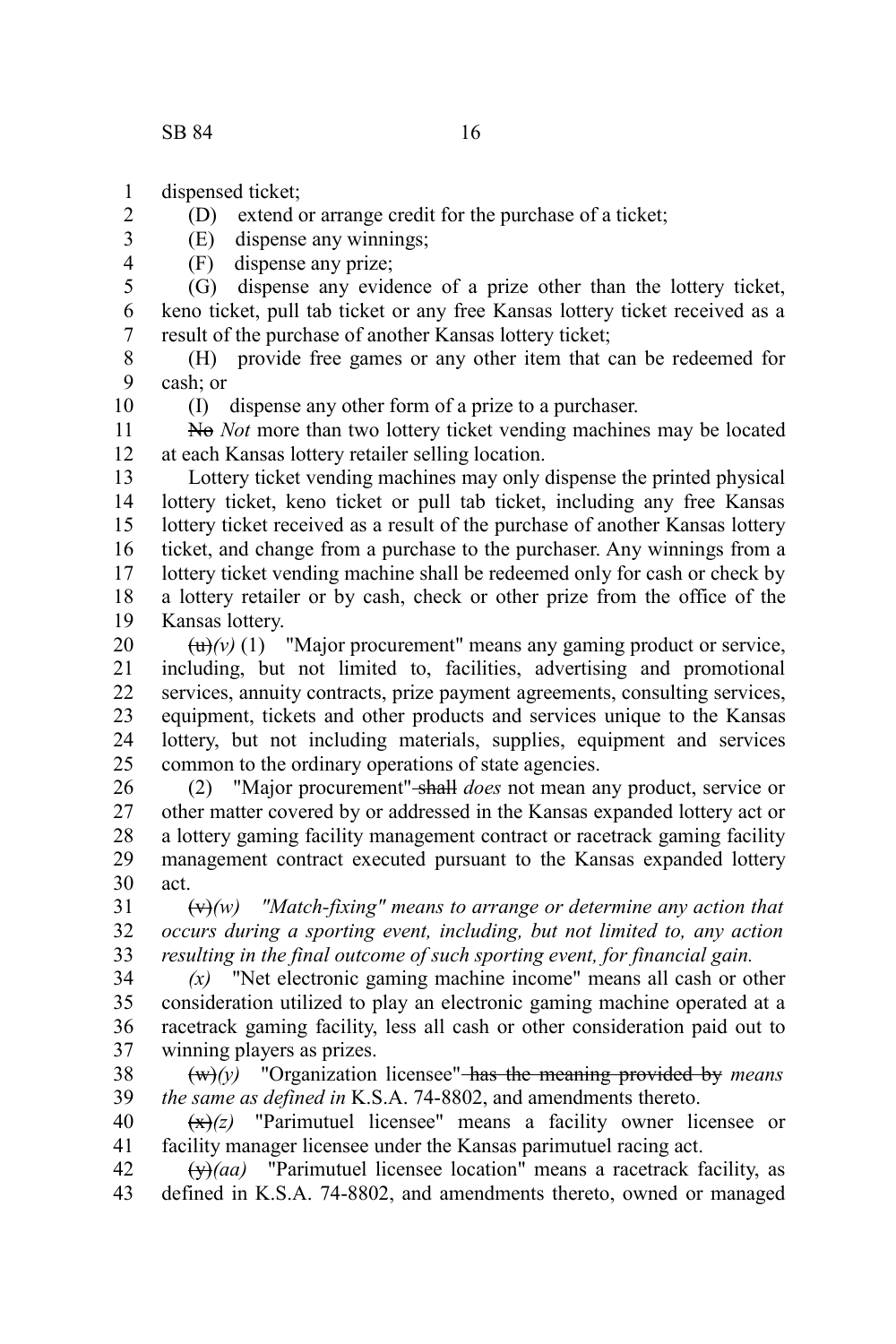dispensed ticket;

(D) extend or arrange credit for the purchase of a ticket;

(E) dispense any winnings;

(F) dispense any prize;

(G) dispense any evidence of a prize other than the lottery ticket, keno ticket, pull tab ticket or any free Kansas lottery ticket received as a result of the purchase of another Kansas lottery ticket;

(H) provide free games or any other item that can be redeemed for cash; or

(I) dispense any other form of a prize to a purchaser.

~~No~~ *Not* more than two lottery ticket vending machines may be located at each Kansas lottery retailer selling location.

Lottery ticket vending machines may only dispense the printed physical lottery ticket, keno ticket or pull tab ticket, including any free Kansas lottery ticket received as a result of the purchase of another Kansas lottery ticket, and change from a purchase to the purchaser. Any winnings from a lottery ticket vending machine shall be redeemed only for cash or check by a lottery retailer or by cash, check or other prize from the office of the Kansas lottery.

~~(u)~~*(v)* (1) "Major procurement" means any gaming product or service, including, but not limited to, facilities, advertising and promotional services, annuity contracts, prize payment agreements, consulting services, equipment, tickets and other products and services unique to the Kansas lottery, but not including materials, supplies, equipment and services common to the ordinary operations of state agencies.

(2) "Major procurement" ~~shall~~ *does* not mean any product, service or other matter covered by or addressed in the Kansas expanded lottery act or a lottery gaming facility management contract or racetrack gaming facility management contract executed pursuant to the Kansas expanded lottery act.

~~(v)~~*(w) "Match-fixing" means to arrange or determine any action that occurs during a sporting event, including, but not limited to, any action resulting in the final outcome of such sporting event, for financial gain.*

*(x)* "Net electronic gaming machine income" means all cash or other consideration utilized to play an electronic gaming machine operated at a racetrack gaming facility, less all cash or other consideration paid out to winning players as prizes.

~~(w)~~*(y)* "Organization licensee" ~~has the meaning provided by~~ *means the same as defined in* K.S.A. 74-8802, and amendments thereto.

~~(x)~~*(z)* "Parimutuel licensee" means a facility owner licensee or facility manager licensee under the Kansas parimutuel racing act.

~~(y)~~*(aa)* "Parimutuel licensee location" means a racetrack facility, as defined in K.S.A. 74-8802, and amendments thereto, owned or managed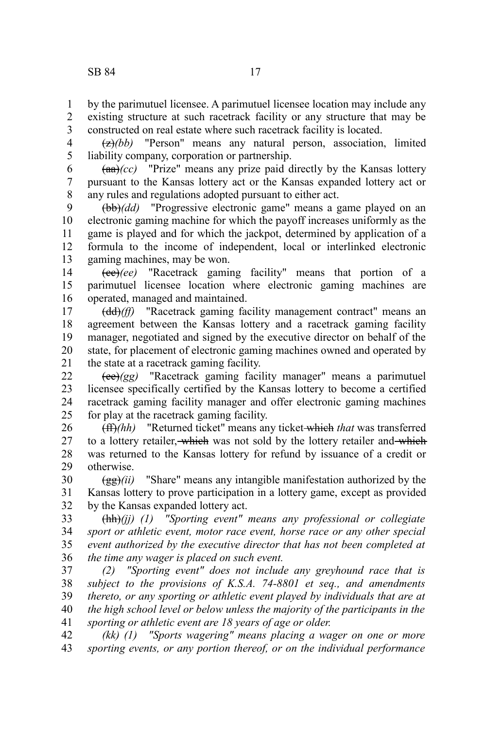by the parimutuel licensee. A parimutuel licensee location may include any existing structure at such racetrack facility or any structure that may be constructed on real estate where such racetrack facility is located.

~~(z)~~*(bb)* "Person" means any natural person, association, limited liability company, corporation or partnership.

~~(aa)~~*(cc)* "Prize" means any prize paid directly by the Kansas lottery pursuant to the Kansas lottery act or the Kansas expanded lottery act or any rules and regulations adopted pursuant to either act.

~~(bb)~~*(dd)* "Progressive electronic game" means a game played on an electronic gaming machine for which the payoff increases uniformly as the game is played and for which the jackpot, determined by application of a formula to the income of independent, local or interlinked electronic gaming machines, may be won.

~~(cc)~~*(ee)* "Racetrack gaming facility" means that portion of a parimutuel licensee location where electronic gaming machines are operated, managed and maintained.

~~(dd)~~*(ff)* "Racetrack gaming facility management contract" means an agreement between the Kansas lottery and a racetrack gaming facility manager, negotiated and signed by the executive director on behalf of the state, for placement of electronic gaming machines owned and operated by the state at a racetrack gaming facility.

~~(ee)~~*(gg)* "Racetrack gaming facility manager" means a parimutuel licensee specifically certified by the Kansas lottery to become a certified racetrack gaming facility manager and offer electronic gaming machines for play at the racetrack gaming facility.

~~(ff)~~*(hh)* "Returned ticket" means any ticket ~~which~~ *that* was transferred to a lottery retailer, ~~which~~ was not sold by the lottery retailer and ~~which~~ was returned to the Kansas lottery for refund by issuance of a credit or otherwise.

~~(gg)~~*(ii)* "Share" means any intangible manifestation authorized by the Kansas lottery to prove participation in a lottery game, except as provided by the Kansas expanded lottery act.

~~(hh)~~*(jj) (1) "Sporting event" means any professional or collegiate sport or athletic event, motor race event, horse race or any other special event authorized by the executive director that has not been completed at the time any wager is placed on such event.*

*(2) "Sporting event" does not include any greyhound race that is subject to the provisions of K.S.A. 74-8801 et seq., and amendments thereto, or any sporting or athletic event played by individuals that are at the high school level or below unless the majority of the participants in the sporting or athletic event are 18 years of age or older.*

*(kk) (1) "Sports wagering" means placing a wager on one or more sporting events, or any portion thereof, or on the individual performance*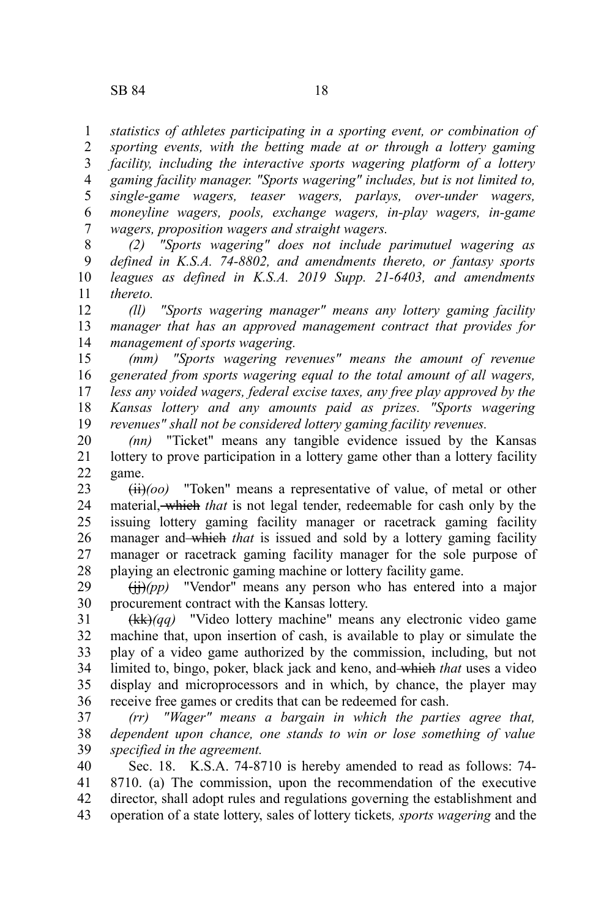*statistics of athletes participating in a sporting event, or combination of sporting events, with the betting made at or through a lottery gaming facility, including the interactive sports wagering platform of a lottery gaming facility manager. "Sports wagering" includes, but is not limited to, single-game wagers, teaser wagers, parlays, over-under wagers, moneyline wagers, pools, exchange wagers, in-play wagers, in-game wagers, proposition wagers and straight wagers.*

*(2) "Sports wagering" does not include parimutuel wagering as defined in K.S.A. 74-8802, and amendments thereto, or fantasy sports leagues as defined in K.S.A. 2019 Supp. 21-6403, and amendments thereto.*

*(ll) "Sports wagering manager" means any lottery gaming facility manager that has an approved management contract that provides for management of sports wagering.*

*(mm) "Sports wagering revenues" means the amount of revenue generated from sports wagering equal to the total amount of all wagers, less any voided wagers, federal excise taxes, any free play approved by the Kansas lottery and any amounts paid as prizes. "Sports wagering revenues" shall not be considered lottery gaming facility revenues.*

*(nn)* "Ticket" means any tangible evidence issued by the Kansas lottery to prove participation in a lottery game other than a lottery facility game.

~~(ii)~~*(oo)* "Token" means a representative of value, of metal or other material, ~~which~~ *that* is not legal tender, redeemable for cash only by the issuing lottery gaming facility manager or racetrack gaming facility manager and ~~which~~ *that* is issued and sold by a lottery gaming facility manager or racetrack gaming facility manager for the sole purpose of playing an electronic gaming machine or lottery facility game.

~~(jj)~~*(pp)* "Vendor" means any person who has entered into a major procurement contract with the Kansas lottery.

~~(kk)~~*(qq)* "Video lottery machine" means any electronic video game machine that, upon insertion of cash, is available to play or simulate the play of a video game authorized by the commission, including, but not limited to, bingo, poker, black jack and keno, and ~~which~~ *that* uses a video display and microprocessors and in which, by chance, the player may receive free games or credits that can be redeemed for cash.

*(rr) "Wager" means a bargain in which the parties agree that, dependent upon chance, one stands to win or lose something of value specified in the agreement.*

Sec. 18. K.S.A. 74-8710 is hereby amended to read as follows: 74-8710. (a) The commission, upon the recommendation of the executive director, shall adopt rules and regulations governing the establishment and operation of a state lottery, sales of lottery tickets*, sports wagering* and the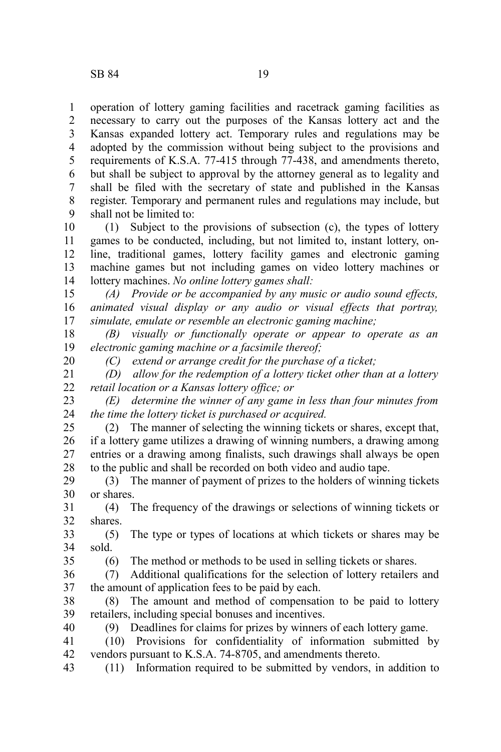operation of lottery gaming facilities and racetrack gaming facilities as necessary to carry out the purposes of the Kansas lottery act and the Kansas expanded lottery act. Temporary rules and regulations may be adopted by the commission without being subject to the provisions and requirements of K.S.A. 77-415 through 77-438, and amendments thereto, but shall be subject to approval by the attorney general as to legality and shall be filed with the secretary of state and published in the Kansas register. Temporary and permanent rules and regulations may include, but shall not be limited to:

(1) Subject to the provisions of subsection (c), the types of lottery games to be conducted, including, but not limited to, instant lottery, on-line, traditional games, lottery facility games and electronic gaming machine games but not including games on video lottery machines or lottery machines. *No online lottery games shall:*

*(A) Provide or be accompanied by any music or audio sound effects, animated visual display or any audio or visual effects that portray, simulate, emulate or resemble an electronic gaming machine;*

*(B) visually or functionally operate or appear to operate as an electronic gaming machine or a facsimile thereof;*

*(C) extend or arrange credit for the purchase of a ticket;*

*(D) allow for the redemption of a lottery ticket other than at a lottery retail location or a Kansas lottery office; or*

*(E) determine the winner of any game in less than four minutes from the time the lottery ticket is purchased or acquired.*

(2) The manner of selecting the winning tickets or shares, except that, if a lottery game utilizes a drawing of winning numbers, a drawing among entries or a drawing among finalists, such drawings shall always be open to the public and shall be recorded on both video and audio tape.

(3) The manner of payment of prizes to the holders of winning tickets or shares.

(4) The frequency of the drawings or selections of winning tickets or shares.

(5) The type or types of locations at which tickets or shares may be sold.

(6) The method or methods to be used in selling tickets or shares.

(7) Additional qualifications for the selection of lottery retailers and the amount of application fees to be paid by each.

(8) The amount and method of compensation to be paid to lottery retailers, including special bonuses and incentives.

(9) Deadlines for claims for prizes by winners of each lottery game.

(10) Provisions for confidentiality of information submitted by vendors pursuant to K.S.A. 74-8705, and amendments thereto.

(11) Information required to be submitted by vendors, in addition to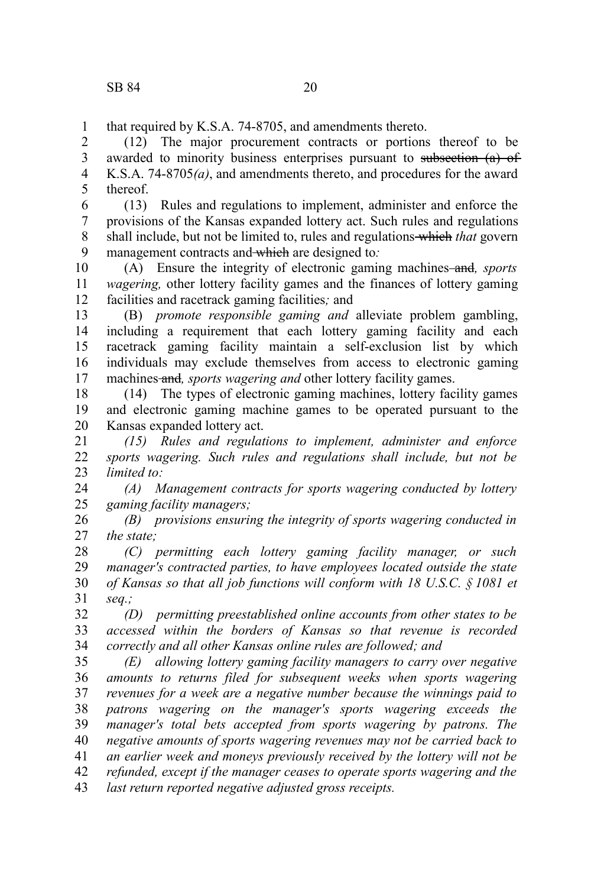that required by K.S.A. 74-8705, and amendments thereto.

(12) The major procurement contracts or portions thereof to be awarded to minority business enterprises pursuant to ~~subsection (a) of~~ K.S.A. 74-8705*(a)*, and amendments thereto, and procedures for the award thereof.

(13) Rules and regulations to implement, administer and enforce the provisions of the Kansas expanded lottery act. Such rules and regulations shall include, but not be limited to, rules and regulations ~~which~~ *that* govern management contracts and ~~which~~ are designed to*:*

(A) Ensure the integrity of electronic gaming machines ~~and~~*, sports wagering,* other lottery facility games and the finances of lottery gaming facilities and racetrack gaming facilities*;* and

(B) *promote responsible gaming and* alleviate problem gambling, including a requirement that each lottery gaming facility and each racetrack gaming facility maintain a self-exclusion list by which individuals may exclude themselves from access to electronic gaming machines ~~and~~*, sports wagering and* other lottery facility games.

(14) The types of electronic gaming machines, lottery facility games and electronic gaming machine games to be operated pursuant to the Kansas expanded lottery act.

*(15) Rules and regulations to implement, administer and enforce sports wagering. Such rules and regulations shall include, but not be limited to:*

*(A) Management contracts for sports wagering conducted by lottery gaming facility managers;*

*(B) provisions ensuring the integrity of sports wagering conducted in the state;*

*(C) permitting each lottery gaming facility manager, or such manager's contracted parties, to have employees located outside the state of Kansas so that all job functions will conform with 18 U.S.C. § 1081 et seq.;*

*(D) permitting preestablished online accounts from other states to be accessed within the borders of Kansas so that revenue is recorded correctly and all other Kansas online rules are followed; and*

*(E) allowing lottery gaming facility managers to carry over negative amounts to returns filed for subsequent weeks when sports wagering revenues for a week are a negative number because the winnings paid to patrons wagering on the manager's sports wagering exceeds the manager's total bets accepted from sports wagering by patrons. The negative amounts of sports wagering revenues may not be carried back to an earlier week and moneys previously received by the lottery will not be refunded, except if the manager ceases to operate sports wagering and the last return reported negative adjusted gross receipts.*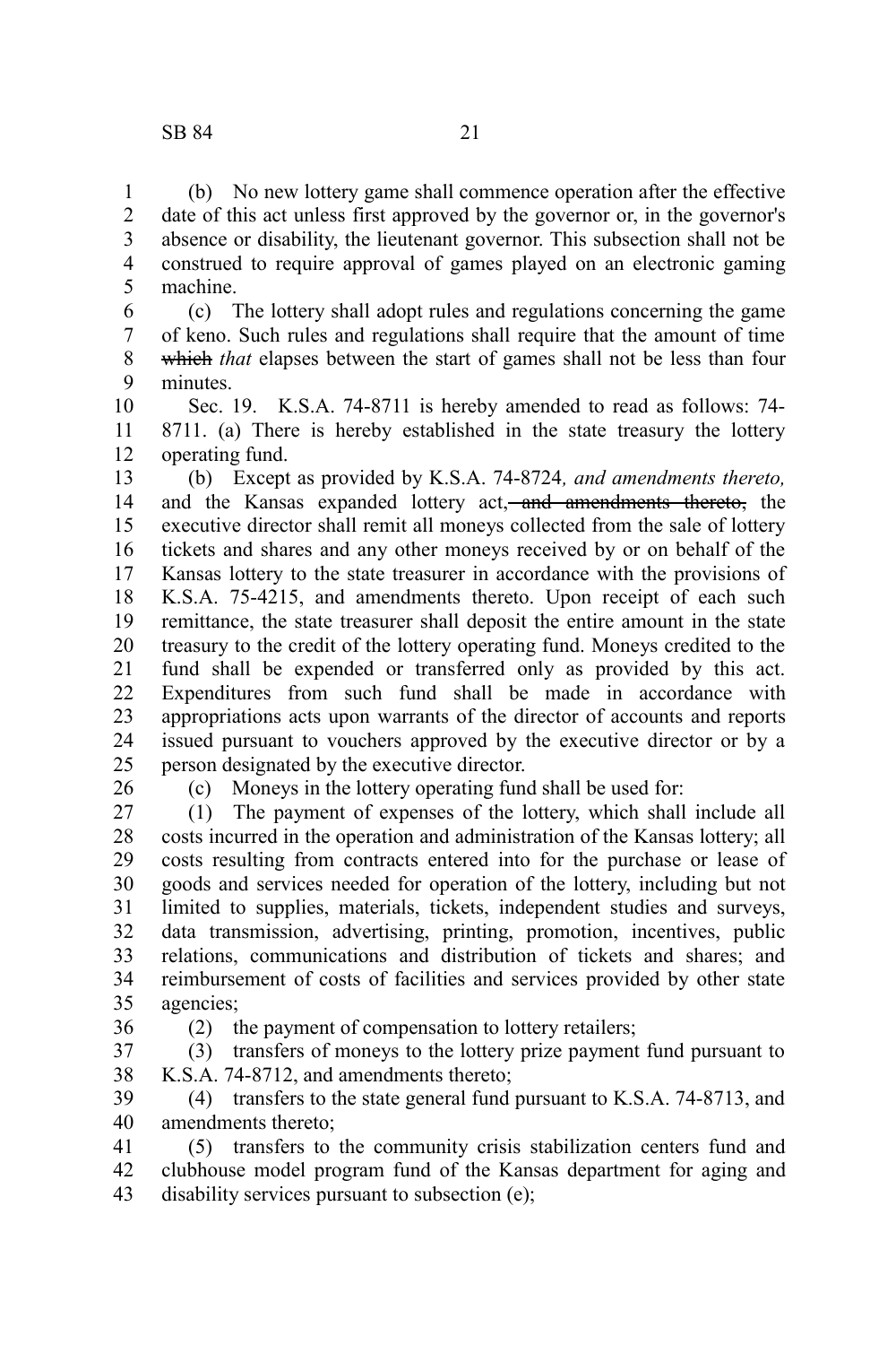(b) No new lottery game shall commence operation after the effective date of this act unless first approved by the governor or, in the governor's absence or disability, the lieutenant governor. This subsection shall not be construed to require approval of games played on an electronic gaming machine.

(c) The lottery shall adopt rules and regulations concerning the game of keno. Such rules and regulations shall require that the amount of time ~~which~~ *that* elapses between the start of games shall not be less than four minutes.

Sec. 19. K.S.A. 74-8711 is hereby amended to read as follows: 74-8711. (a) There is hereby established in the state treasury the lottery operating fund.

(b) Except as provided by K.S.A. 74-8724*, and amendments thereto,* and the Kansas expanded lottery act~~, and amendments thereto,~~ the executive director shall remit all moneys collected from the sale of lottery tickets and shares and any other moneys received by or on behalf of the Kansas lottery to the state treasurer in accordance with the provisions of K.S.A. 75-4215, and amendments thereto. Upon receipt of each such remittance, the state treasurer shall deposit the entire amount in the state treasury to the credit of the lottery operating fund. Moneys credited to the fund shall be expended or transferred only as provided by this act. Expenditures from such fund shall be made in accordance with appropriations acts upon warrants of the director of accounts and reports issued pursuant to vouchers approved by the executive director or by a person designated by the executive director.

(c) Moneys in the lottery operating fund shall be used for:

(1) The payment of expenses of the lottery, which shall include all costs incurred in the operation and administration of the Kansas lottery; all costs resulting from contracts entered into for the purchase or lease of goods and services needed for operation of the lottery, including but not limited to supplies, materials, tickets, independent studies and surveys, data transmission, advertising, printing, promotion, incentives, public relations, communications and distribution of tickets and shares; and reimbursement of costs of facilities and services provided by other state agencies;

(2) the payment of compensation to lottery retailers;

(3) transfers of moneys to the lottery prize payment fund pursuant to K.S.A. 74-8712, and amendments thereto;

(4) transfers to the state general fund pursuant to K.S.A. 74-8713, and amendments thereto;

(5) transfers to the community crisis stabilization centers fund and clubhouse model program fund of the Kansas department for aging and disability services pursuant to subsection (e);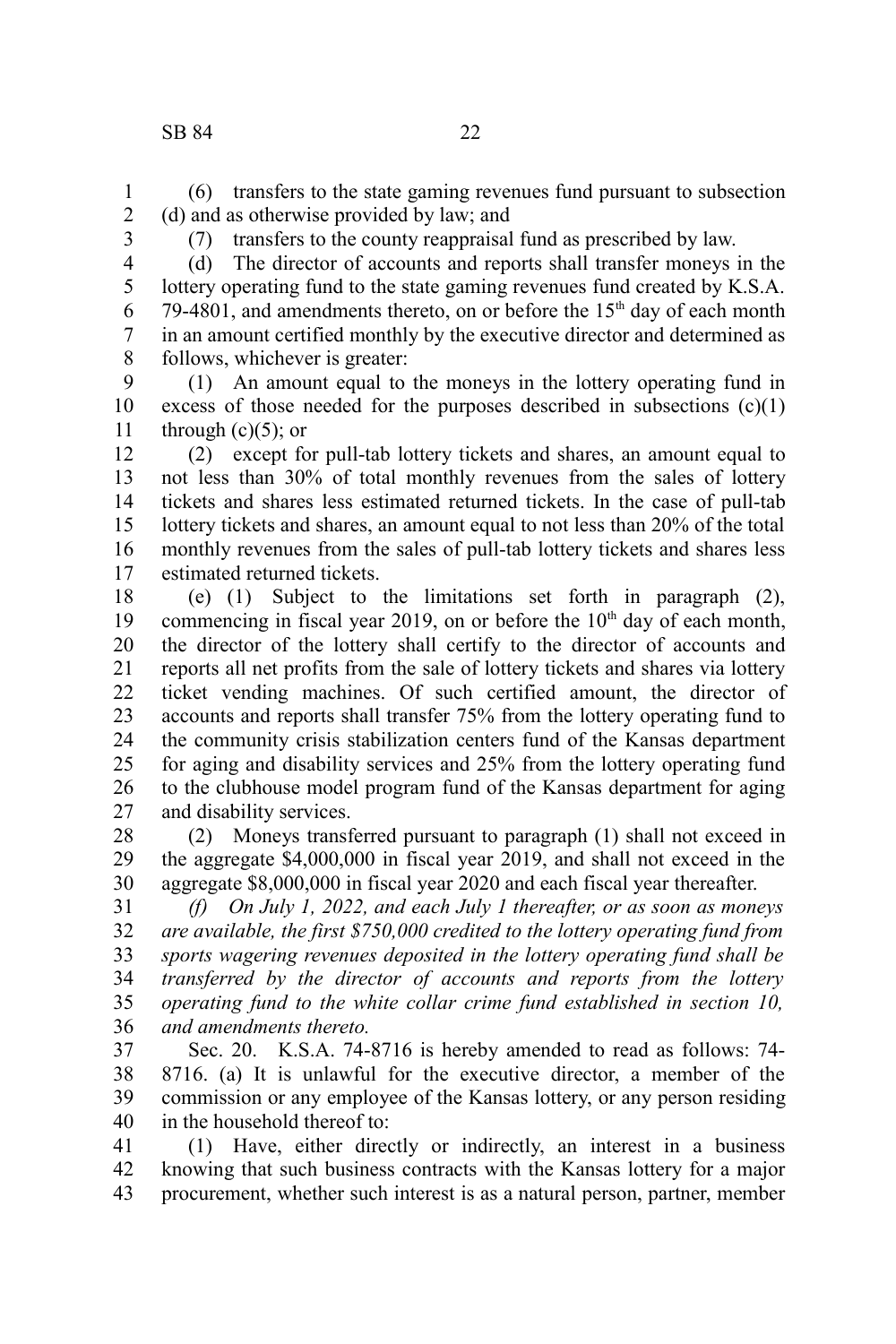(6) transfers to the state gaming revenues fund pursuant to subsection (d) and as otherwise provided by law; and

(7) transfers to the county reappraisal fund as prescribed by law.

(d) The director of accounts and reports shall transfer moneys in the lottery operating fund to the state gaming revenues fund created by K.S.A. 79-4801, and amendments thereto, on or before the 15th day of each month in an amount certified monthly by the executive director and determined as follows, whichever is greater:

(1) An amount equal to the moneys in the lottery operating fund in excess of those needed for the purposes described in subsections (c)(1) through (c)(5); or

(2) except for pull-tab lottery tickets and shares, an amount equal to not less than 30% of total monthly revenues from the sales of lottery tickets and shares less estimated returned tickets. In the case of pull-tab lottery tickets and shares, an amount equal to not less than 20% of the total monthly revenues from the sales of pull-tab lottery tickets and shares less estimated returned tickets.

(e) (1) Subject to the limitations set forth in paragraph (2), commencing in fiscal year 2019, on or before the 10th day of each month, the director of the lottery shall certify to the director of accounts and reports all net profits from the sale of lottery tickets and shares via lottery ticket vending machines. Of such certified amount, the director of accounts and reports shall transfer 75% from the lottery operating fund to the community crisis stabilization centers fund of the Kansas department for aging and disability services and 25% from the lottery operating fund to the clubhouse model program fund of the Kansas department for aging and disability services.

(2) Moneys transferred pursuant to paragraph (1) shall not exceed in the aggregate $4,000,000 in fiscal year 2019, and shall not exceed in the aggregate $8,000,000 in fiscal year 2020 and each fiscal year thereafter.

*(f) On July 1, 2022, and each July 1 thereafter, or as soon as moneys are available, the first $750,000 credited to the lottery operating fund from sports wagering revenues deposited in the lottery operating fund shall be transferred by the director of accounts and reports from the lottery operating fund to the white collar crime fund established in section 10, and amendments thereto.*

Sec. 20. K.S.A. 74-8716 is hereby amended to read as follows: 74-8716. (a) It is unlawful for the executive director, a member of the commission or any employee of the Kansas lottery, or any person residing in the household thereof to:

(1) Have, either directly or indirectly, an interest in a business knowing that such business contracts with the Kansas lottery for a major procurement, whether such interest is as a natural person, partner, member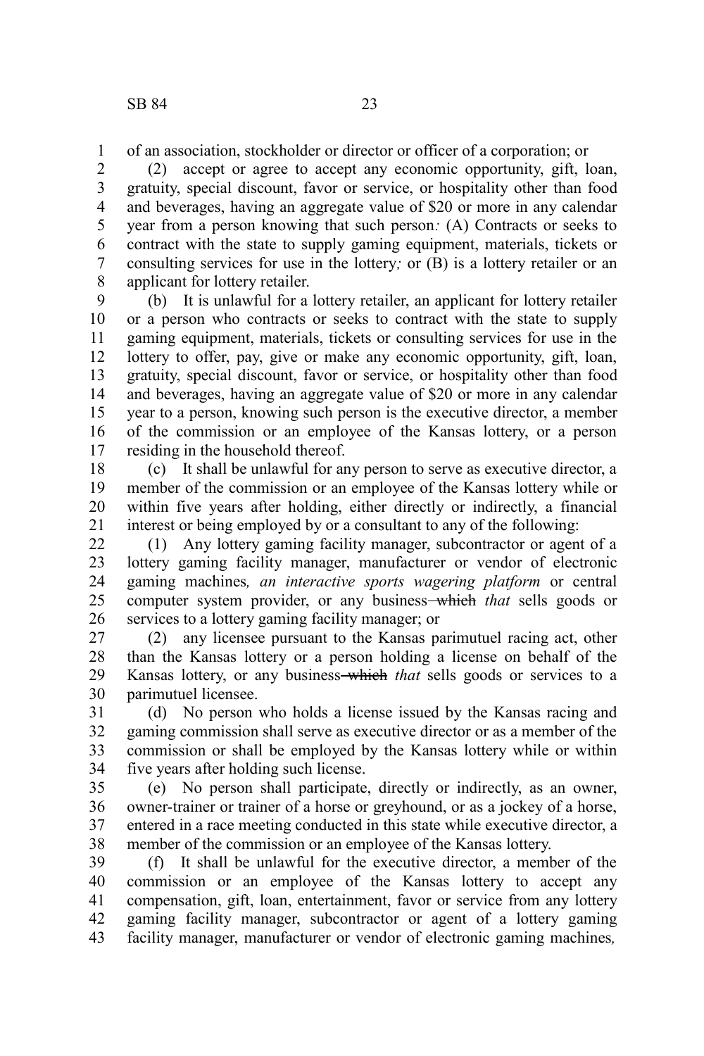of an association, stockholder or director or officer of a corporation; or

(2) accept or agree to accept any economic opportunity, gift, loan, gratuity, special discount, favor or service, or hospitality other than food and beverages, having an aggregate value of $20 or more in any calendar year from a person knowing that such person*:* (A) Contracts or seeks to contract with the state to supply gaming equipment, materials, tickets or consulting services for use in the lottery*;* or (B) is a lottery retailer or an applicant for lottery retailer.

(b) It is unlawful for a lottery retailer, an applicant for lottery retailer or a person who contracts or seeks to contract with the state to supply gaming equipment, materials, tickets or consulting services for use in the lottery to offer, pay, give or make any economic opportunity, gift, loan, gratuity, special discount, favor or service, or hospitality other than food and beverages, having an aggregate value of $20 or more in any calendar year to a person, knowing such person is the executive director, a member of the commission or an employee of the Kansas lottery, or a person residing in the household thereof.

(c) It shall be unlawful for any person to serve as executive director, a member of the commission or an employee of the Kansas lottery while or within five years after holding, either directly or indirectly, a financial interest or being employed by or a consultant to any of the following:

(1) Any lottery gaming facility manager, subcontractor or agent of a lottery gaming facility manager, manufacturer or vendor of electronic gaming machines*, an interactive sports wagering platform* or central computer system provider, or any business ~~which~~ *that* sells goods or services to a lottery gaming facility manager; or

(2) any licensee pursuant to the Kansas parimutuel racing act, other than the Kansas lottery or a person holding a license on behalf of the Kansas lottery, or any business ~~which~~ *that* sells goods or services to a parimutuel licensee.

(d) No person who holds a license issued by the Kansas racing and gaming commission shall serve as executive director or as a member of the commission or shall be employed by the Kansas lottery while or within five years after holding such license.

(e) No person shall participate, directly or indirectly, as an owner, owner-trainer or trainer of a horse or greyhound, or as a jockey of a horse, entered in a race meeting conducted in this state while executive director, a member of the commission or an employee of the Kansas lottery.

(f) It shall be unlawful for the executive director, a member of the commission or an employee of the Kansas lottery to accept any compensation, gift, loan, entertainment, favor or service from any lottery gaming facility manager, subcontractor or agent of a lottery gaming facility manager, manufacturer or vendor of electronic gaming machines*,*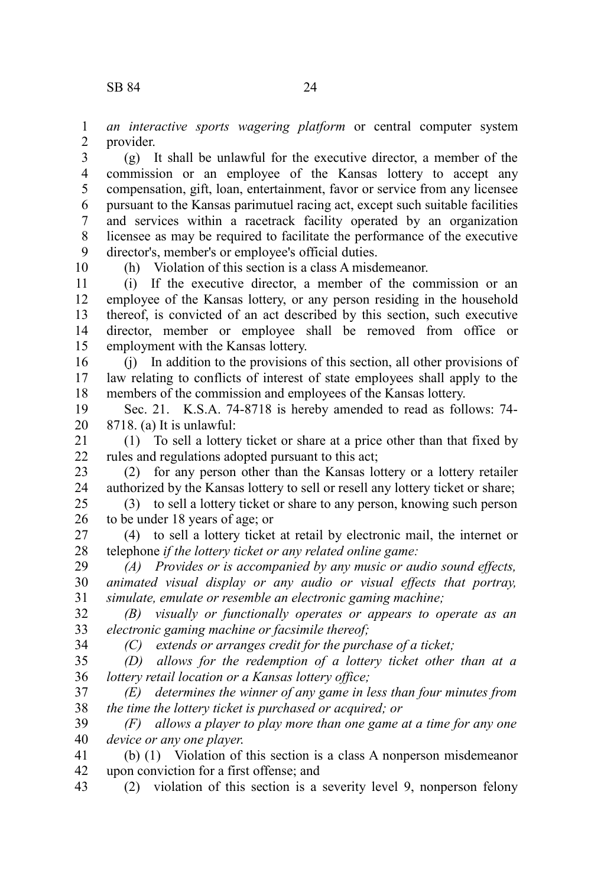*an interactive sports wagering platform* or central computer system provider.

(g) It shall be unlawful for the executive director, a member of the commission or an employee of the Kansas lottery to accept any compensation, gift, loan, entertainment, favor or service from any licensee pursuant to the Kansas parimutuel racing act, except such suitable facilities and services within a racetrack facility operated by an organization licensee as may be required to facilitate the performance of the executive director's, member's or employee's official duties.

(h) Violation of this section is a class A misdemeanor.

(i) If the executive director, a member of the commission or an employee of the Kansas lottery, or any person residing in the household thereof, is convicted of an act described by this section, such executive director, member or employee shall be removed from office or employment with the Kansas lottery.

(j) In addition to the provisions of this section, all other provisions of law relating to conflicts of interest of state employees shall apply to the members of the commission and employees of the Kansas lottery.

Sec. 21. K.S.A. 74-8718 is hereby amended to read as follows: 74-8718. (a) It is unlawful:

(1) To sell a lottery ticket or share at a price other than that fixed by rules and regulations adopted pursuant to this act;

(2) for any person other than the Kansas lottery or a lottery retailer authorized by the Kansas lottery to sell or resell any lottery ticket or share;

(3) to sell a lottery ticket or share to any person, knowing such person to be under 18 years of age; or

(4) to sell a lottery ticket at retail by electronic mail, the internet or telephone *if the lottery ticket or any related online game:*

*(A) Provides or is accompanied by any music or audio sound effects, animated visual display or any audio or visual effects that portray, simulate, emulate or resemble an electronic gaming machine;*

*(B) visually or functionally operates or appears to operate as an electronic gaming machine or facsimile thereof;*

*(C) extends or arranges credit for the purchase of a ticket;*

*(D) allows for the redemption of a lottery ticket other than at a lottery retail location or a Kansas lottery office;*

*(E) determines the winner of any game in less than four minutes from the time the lottery ticket is purchased or acquired; or*

*(F) allows a player to play more than one game at a time for any one device or any one player.*

(b) (1) Violation of this section is a class A nonperson misdemeanor upon conviction for a first offense; and

(2) violation of this section is a severity level 9, nonperson felony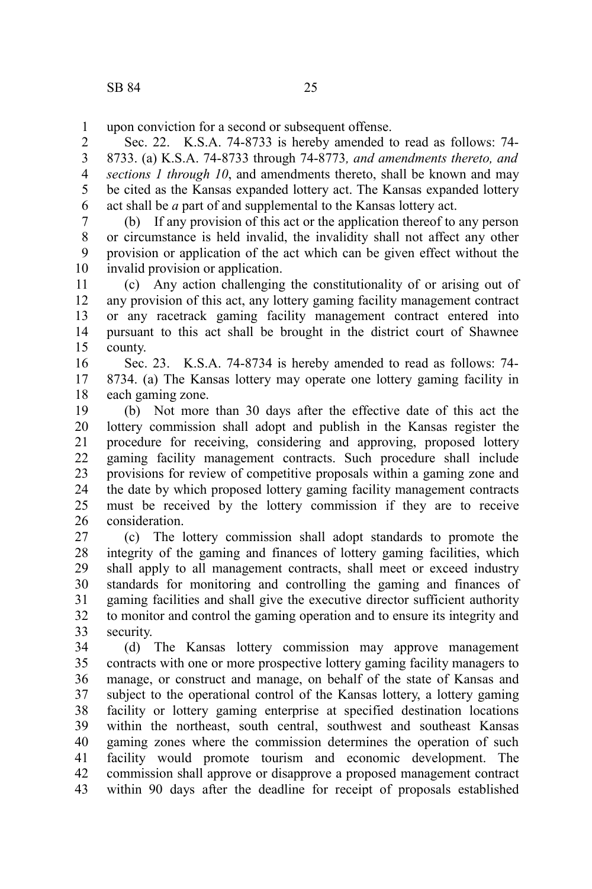upon conviction for a second or subsequent offense.

Sec. 22. K.S.A. 74-8733 is hereby amended to read as follows: 74-8733. (a) K.S.A. 74-8733 through 74-8773*, and amendments thereto, and sections 1 through 10*, and amendments thereto, shall be known and may be cited as the Kansas expanded lottery act. The Kansas expanded lottery act shall be *a* part of and supplemental to the Kansas lottery act.

(b) If any provision of this act or the application thereof to any person or circumstance is held invalid, the invalidity shall not affect any other provision or application of the act which can be given effect without the invalid provision or application.

(c) Any action challenging the constitutionality of or arising out of any provision of this act, any lottery gaming facility management contract or any racetrack gaming facility management contract entered into pursuant to this act shall be brought in the district court of Shawnee county.

Sec. 23. K.S.A. 74-8734 is hereby amended to read as follows: 74-8734. (a) The Kansas lottery may operate one lottery gaming facility in each gaming zone.

(b) Not more than 30 days after the effective date of this act the lottery commission shall adopt and publish in the Kansas register the procedure for receiving, considering and approving, proposed lottery gaming facility management contracts. Such procedure shall include provisions for review of competitive proposals within a gaming zone and the date by which proposed lottery gaming facility management contracts must be received by the lottery commission if they are to receive consideration.

(c) The lottery commission shall adopt standards to promote the integrity of the gaming and finances of lottery gaming facilities, which shall apply to all management contracts, shall meet or exceed industry standards for monitoring and controlling the gaming and finances of gaming facilities and shall give the executive director sufficient authority to monitor and control the gaming operation and to ensure its integrity and security.

(d) The Kansas lottery commission may approve management contracts with one or more prospective lottery gaming facility managers to manage, or construct and manage, on behalf of the state of Kansas and subject to the operational control of the Kansas lottery, a lottery gaming facility or lottery gaming enterprise at specified destination locations within the northeast, south central, southwest and southeast Kansas gaming zones where the commission determines the operation of such facility would promote tourism and economic development. The commission shall approve or disapprove a proposed management contract within 90 days after the deadline for receipt of proposals established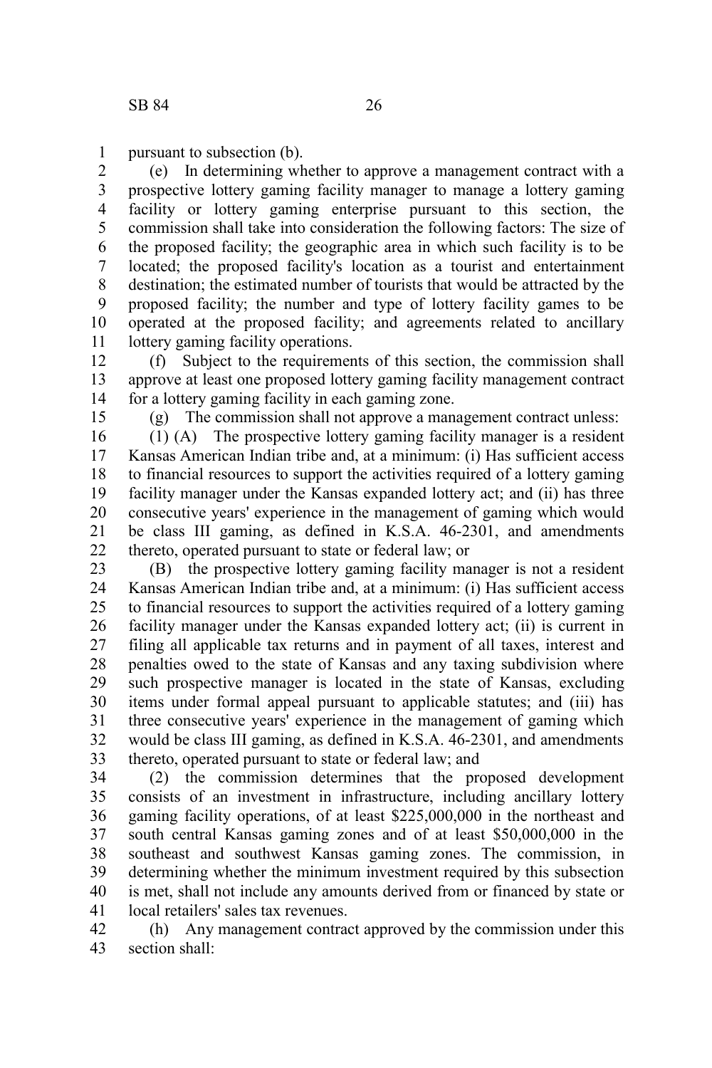pursuant to subsection (b).

(e) In determining whether to approve a management contract with a prospective lottery gaming facility manager to manage a lottery gaming facility or lottery gaming enterprise pursuant to this section, the commission shall take into consideration the following factors: The size of the proposed facility; the geographic area in which such facility is to be located; the proposed facility's location as a tourist and entertainment destination; the estimated number of tourists that would be attracted by the proposed facility; the number and type of lottery facility games to be operated at the proposed facility; and agreements related to ancillary lottery gaming facility operations.

(f) Subject to the requirements of this section, the commission shall approve at least one proposed lottery gaming facility management contract for a lottery gaming facility in each gaming zone.

(g) The commission shall not approve a management contract unless:

(1) (A) The prospective lottery gaming facility manager is a resident Kansas American Indian tribe and, at a minimum: (i) Has sufficient access to financial resources to support the activities required of a lottery gaming facility manager under the Kansas expanded lottery act; and (ii) has three consecutive years' experience in the management of gaming which would be class III gaming, as defined in K.S.A. 46-2301, and amendments thereto, operated pursuant to state or federal law; or

(B) the prospective lottery gaming facility manager is not a resident Kansas American Indian tribe and, at a minimum: (i) Has sufficient access to financial resources to support the activities required of a lottery gaming facility manager under the Kansas expanded lottery act; (ii) is current in filing all applicable tax returns and in payment of all taxes, interest and penalties owed to the state of Kansas and any taxing subdivision where such prospective manager is located in the state of Kansas, excluding items under formal appeal pursuant to applicable statutes; and (iii) has three consecutive years' experience in the management of gaming which would be class III gaming, as defined in K.S.A. 46-2301, and amendments thereto, operated pursuant to state or federal law; and

(2) the commission determines that the proposed development consists of an investment in infrastructure, including ancillary lottery gaming facility operations, of at least $225,000,000 in the northeast and south central Kansas gaming zones and of at least $50,000,000 in the southeast and southwest Kansas gaming zones. The commission, in determining whether the minimum investment required by this subsection is met, shall not include any amounts derived from or financed by state or local retailers' sales tax revenues.

(h) Any management contract approved by the commission under this section shall: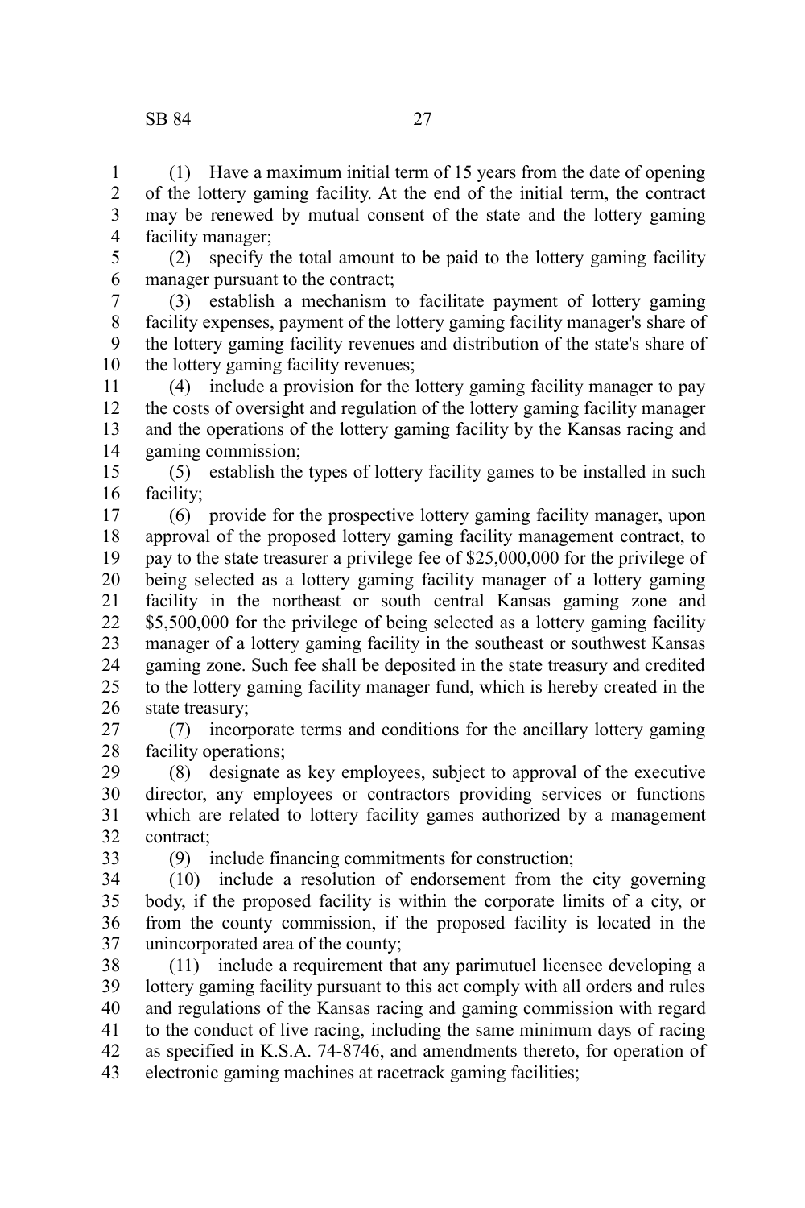(1) Have a maximum initial term of 15 years from the date of opening of the lottery gaming facility. At the end of the initial term, the contract may be renewed by mutual consent of the state and the lottery gaming facility manager;

(2) specify the total amount to be paid to the lottery gaming facility manager pursuant to the contract;

(3) establish a mechanism to facilitate payment of lottery gaming facility expenses, payment of the lottery gaming facility manager's share of the lottery gaming facility revenues and distribution of the state's share of the lottery gaming facility revenues;

(4) include a provision for the lottery gaming facility manager to pay the costs of oversight and regulation of the lottery gaming facility manager and the operations of the lottery gaming facility by the Kansas racing and gaming commission;

(5) establish the types of lottery facility games to be installed in such facility;

(6) provide for the prospective lottery gaming facility manager, upon approval of the proposed lottery gaming facility management contract, to pay to the state treasurer a privilege fee of $25,000,000 for the privilege of being selected as a lottery gaming facility manager of a lottery gaming facility in the northeast or south central Kansas gaming zone and $5,500,000 for the privilege of being selected as a lottery gaming facility manager of a lottery gaming facility in the southeast or southwest Kansas gaming zone. Such fee shall be deposited in the state treasury and credited to the lottery gaming facility manager fund, which is hereby created in the state treasury;

(7) incorporate terms and conditions for the ancillary lottery gaming facility operations;

(8) designate as key employees, subject to approval of the executive director, any employees or contractors providing services or functions which are related to lottery facility games authorized by a management contract;

(9) include financing commitments for construction;

(10) include a resolution of endorsement from the city governing body, if the proposed facility is within the corporate limits of a city, or from the county commission, if the proposed facility is located in the unincorporated area of the county;

(11) include a requirement that any parimutuel licensee developing a lottery gaming facility pursuant to this act comply with all orders and rules and regulations of the Kansas racing and gaming commission with regard to the conduct of live racing, including the same minimum days of racing as specified in K.S.A. 74-8746, and amendments thereto, for operation of electronic gaming machines at racetrack gaming facilities;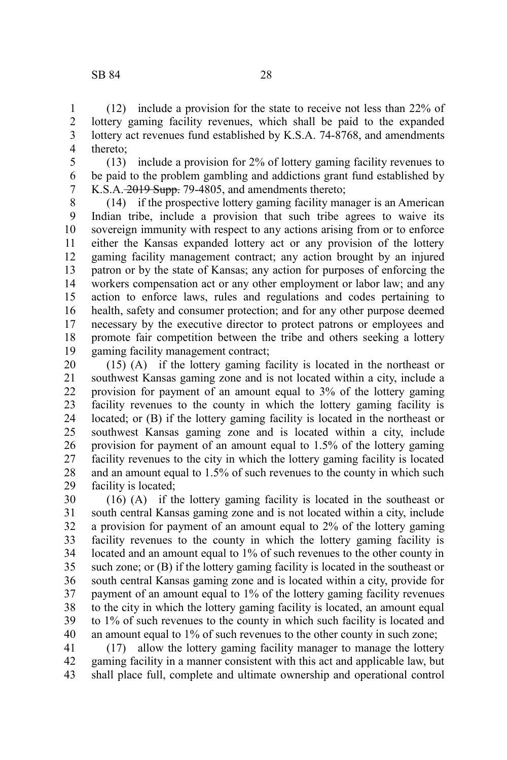(12) include a provision for the state to receive not less than 22% of lottery gaming facility revenues, which shall be paid to the expanded lottery act revenues fund established by K.S.A. 74-8768, and amendments thereto;

(13) include a provision for 2% of lottery gaming facility revenues to be paid to the problem gambling and addictions grant fund established by K.S.A. ~~2019 Supp.~~ 79-4805, and amendments thereto;

(14) if the prospective lottery gaming facility manager is an American Indian tribe, include a provision that such tribe agrees to waive its sovereign immunity with respect to any actions arising from or to enforce either the Kansas expanded lottery act or any provision of the lottery gaming facility management contract; any action brought by an injured patron or by the state of Kansas; any action for purposes of enforcing the workers compensation act or any other employment or labor law; and any action to enforce laws, rules and regulations and codes pertaining to health, safety and consumer protection; and for any other purpose deemed necessary by the executive director to protect patrons or employees and promote fair competition between the tribe and others seeking a lottery gaming facility management contract;

(15) (A) if the lottery gaming facility is located in the northeast or southwest Kansas gaming zone and is not located within a city, include a provision for payment of an amount equal to 3% of the lottery gaming facility revenues to the county in which the lottery gaming facility is located; or (B) if the lottery gaming facility is located in the northeast or southwest Kansas gaming zone and is located within a city, include provision for payment of an amount equal to 1.5% of the lottery gaming facility revenues to the city in which the lottery gaming facility is located and an amount equal to 1.5% of such revenues to the county in which such facility is located;

(16) (A) if the lottery gaming facility is located in the southeast or south central Kansas gaming zone and is not located within a city, include a provision for payment of an amount equal to 2% of the lottery gaming facility revenues to the county in which the lottery gaming facility is located and an amount equal to 1% of such revenues to the other county in such zone; or (B) if the lottery gaming facility is located in the southeast or south central Kansas gaming zone and is located within a city, provide for payment of an amount equal to 1% of the lottery gaming facility revenues to the city in which the lottery gaming facility is located, an amount equal to 1% of such revenues to the county in which such facility is located and an amount equal to 1% of such revenues to the other county in such zone;

(17) allow the lottery gaming facility manager to manage the lottery gaming facility in a manner consistent with this act and applicable law, but shall place full, complete and ultimate ownership and operational control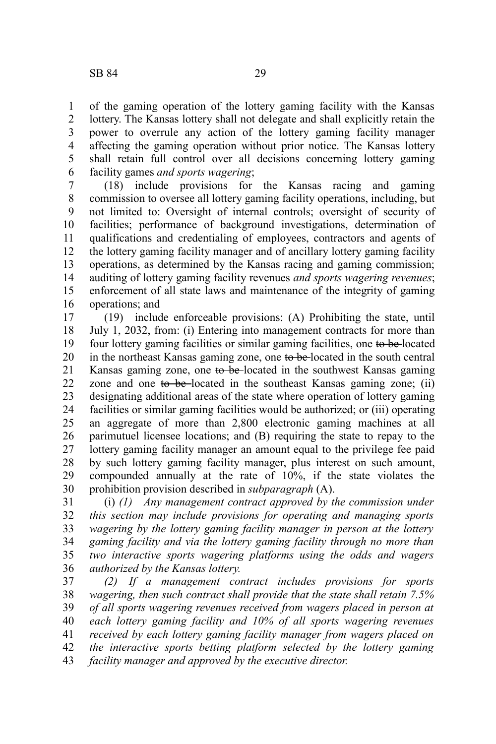of the gaming operation of the lottery gaming facility with the Kansas lottery. The Kansas lottery shall not delegate and shall explicitly retain the power to overrule any action of the lottery gaming facility manager affecting the gaming operation without prior notice. The Kansas lottery shall retain full control over all decisions concerning lottery gaming facility games *and sports wagering*;

(18) include provisions for the Kansas racing and gaming commission to oversee all lottery gaming facility operations, including, but not limited to: Oversight of internal controls; oversight of security of facilities; performance of background investigations, determination of qualifications and credentialing of employees, contractors and agents of the lottery gaming facility manager and of ancillary lottery gaming facility operations, as determined by the Kansas racing and gaming commission; auditing of lottery gaming facility revenues *and sports wagering revenues*; enforcement of all state laws and maintenance of the integrity of gaming operations; and

(19) include enforceable provisions: (A) Prohibiting the state, until July 1, 2032, from: (i) Entering into management contracts for more than four lottery gaming facilities or similar gaming facilities, one ~~to be~~ located in the northeast Kansas gaming zone, one ~~to be~~ located in the south central Kansas gaming zone, one ~~to be~~ located in the southwest Kansas gaming zone and one ~~to be~~ located in the southeast Kansas gaming zone; (ii) designating additional areas of the state where operation of lottery gaming facilities or similar gaming facilities would be authorized; or (iii) operating an aggregate of more than 2,800 electronic gaming machines at all parimutuel licensee locations; and (B) requiring the state to repay to the lottery gaming facility manager an amount equal to the privilege fee paid by such lottery gaming facility manager, plus interest on such amount, compounded annually at the rate of 10%, if the state violates the prohibition provision described in *subparagraph* (A).

(i) *(1) Any management contract approved by the commission under this section may include provisions for operating and managing sports wagering by the lottery gaming facility manager in person at the lottery gaming facility and via the lottery gaming facility through no more than two interactive sports wagering platforms using the odds and wagers authorized by the Kansas lottery.*

*(2) If a management contract includes provisions for sports wagering, then such contract shall provide that the state shall retain 7.5% of all sports wagering revenues received from wagers placed in person at each lottery gaming facility and 10% of all sports wagering revenues received by each lottery gaming facility manager from wagers placed on the interactive sports betting platform selected by the lottery gaming facility manager and approved by the executive director.*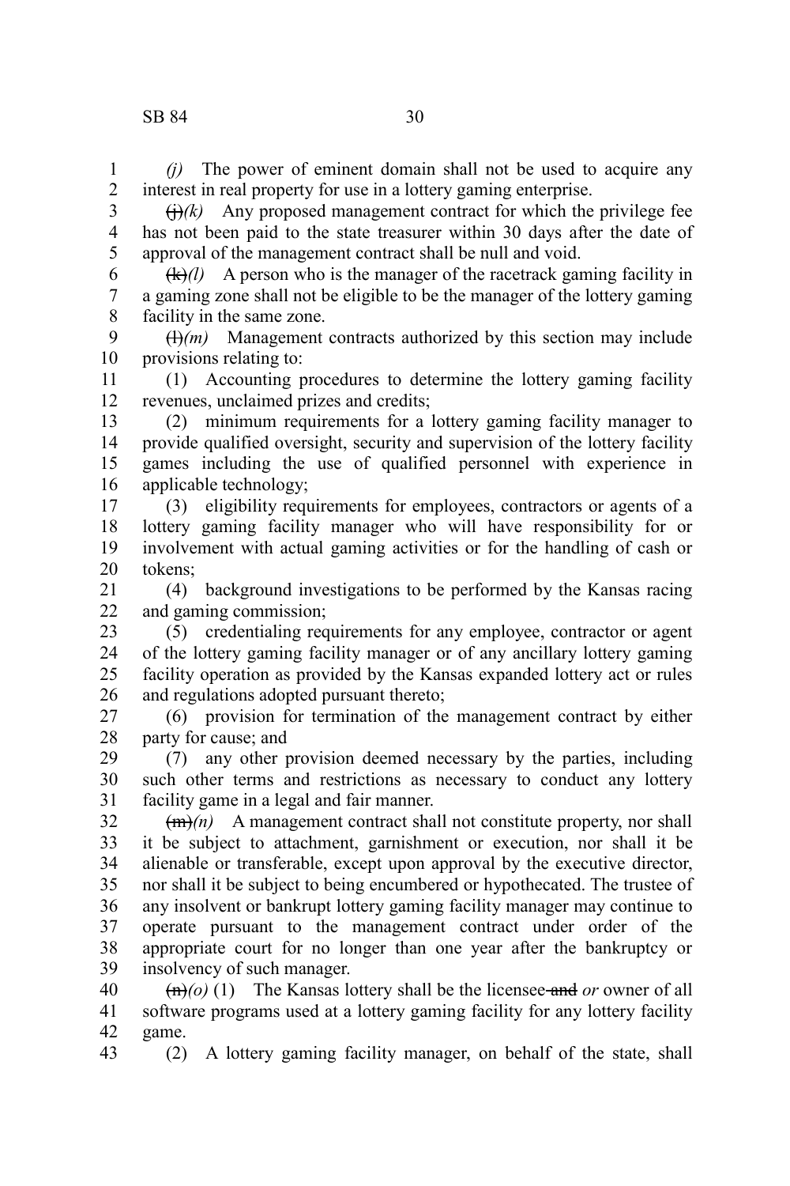*(j)* The power of eminent domain shall not be used to acquire any interest in real property for use in a lottery gaming enterprise.

~~(j)~~*(k)* Any proposed management contract for which the privilege fee has not been paid to the state treasurer within 30 days after the date of approval of the management contract shall be null and void.

~~(k)~~*(l)* A person who is the manager of the racetrack gaming facility in a gaming zone shall not be eligible to be the manager of the lottery gaming facility in the same zone.

~~(l)~~*(m)* Management contracts authorized by this section may include provisions relating to:

(1) Accounting procedures to determine the lottery gaming facility revenues, unclaimed prizes and credits;

(2) minimum requirements for a lottery gaming facility manager to provide qualified oversight, security and supervision of the lottery facility games including the use of qualified personnel with experience in applicable technology;

(3) eligibility requirements for employees, contractors or agents of a lottery gaming facility manager who will have responsibility for or involvement with actual gaming activities or for the handling of cash or tokens;

(4) background investigations to be performed by the Kansas racing and gaming commission;

(5) credentialing requirements for any employee, contractor or agent of the lottery gaming facility manager or of any ancillary lottery gaming facility operation as provided by the Kansas expanded lottery act or rules and regulations adopted pursuant thereto;

(6) provision for termination of the management contract by either party for cause; and

(7) any other provision deemed necessary by the parties, including such other terms and restrictions as necessary to conduct any lottery facility game in a legal and fair manner.

~~(m)~~*(n)* A management contract shall not constitute property, nor shall it be subject to attachment, garnishment or execution, nor shall it be alienable or transferable, except upon approval by the executive director, nor shall it be subject to being encumbered or hypothecated. The trustee of any insolvent or bankrupt lottery gaming facility manager may continue to operate pursuant to the management contract under order of the appropriate court for no longer than one year after the bankruptcy or insolvency of such manager.

~~(n)~~*(o)* (1) The Kansas lottery shall be the licensee ~~and~~ *or* owner of all software programs used at a lottery gaming facility for any lottery facility game.

(2) A lottery gaming facility manager, on behalf of the state, shall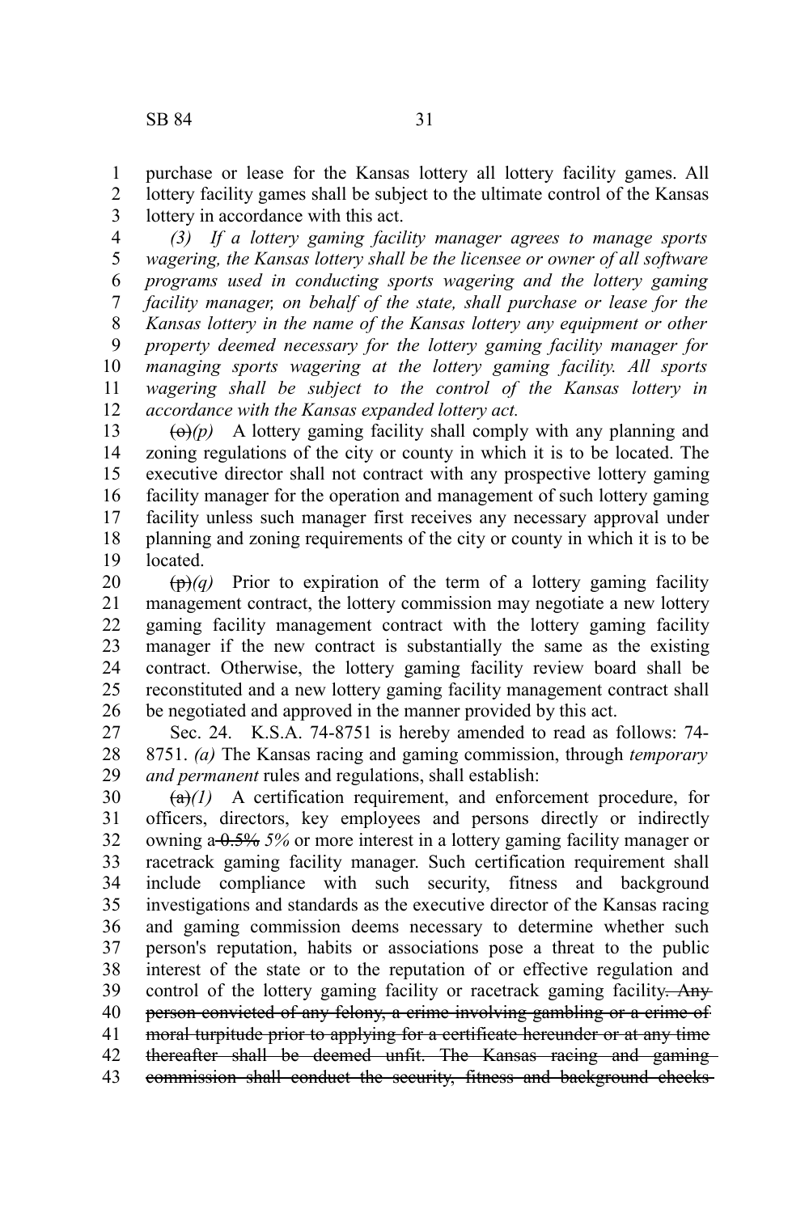purchase or lease for the Kansas lottery all lottery facility games. All lottery facility games shall be subject to the ultimate control of the Kansas lottery in accordance with this act.

*(3) If a lottery gaming facility manager agrees to manage sports wagering, the Kansas lottery shall be the licensee or owner of all software programs used in conducting sports wagering and the lottery gaming facility manager, on behalf of the state, shall purchase or lease for the Kansas lottery in the name of the Kansas lottery any equipment or other property deemed necessary for the lottery gaming facility manager for managing sports wagering at the lottery gaming facility. All sports wagering shall be subject to the control of the Kansas lottery in accordance with the Kansas expanded lottery act.*

~~(o)~~*(p)* A lottery gaming facility shall comply with any planning and zoning regulations of the city or county in which it is to be located. The executive director shall not contract with any prospective lottery gaming facility manager for the operation and management of such lottery gaming facility unless such manager first receives any necessary approval under planning and zoning requirements of the city or county in which it is to be located.

~~(p)~~*(q)* Prior to expiration of the term of a lottery gaming facility management contract, the lottery commission may negotiate a new lottery gaming facility management contract with the lottery gaming facility manager if the new contract is substantially the same as the existing contract. Otherwise, the lottery gaming facility review board shall be reconstituted and a new lottery gaming facility management contract shall be negotiated and approved in the manner provided by this act.

Sec. 24. K.S.A. 74-8751 is hereby amended to read as follows: 74-8751. *(a)* The Kansas racing and gaming commission, through *temporary and permanent* rules and regulations, shall establish:

~~(a)~~*(1)* A certification requirement, and enforcement procedure, for officers, directors, key employees and persons directly or indirectly owning a ~~0.5%~~ *5%* or more interest in a lottery gaming facility manager or racetrack gaming facility manager. Such certification requirement shall include compliance with such security, fitness and background investigations and standards as the executive director of the Kansas racing and gaming commission deems necessary to determine whether such person's reputation, habits or associations pose a threat to the public interest of the state or to the reputation of or effective regulation and control of the lottery gaming facility or racetrack gaming facility~~. Any person convicted of any felony, a crime involving gambling or a crime of moral turpitude prior to applying for a certificate hereunder or at any time thereafter shall be deemed unfit. The Kansas racing and gaming commission shall conduct the security, fitness and background checks~~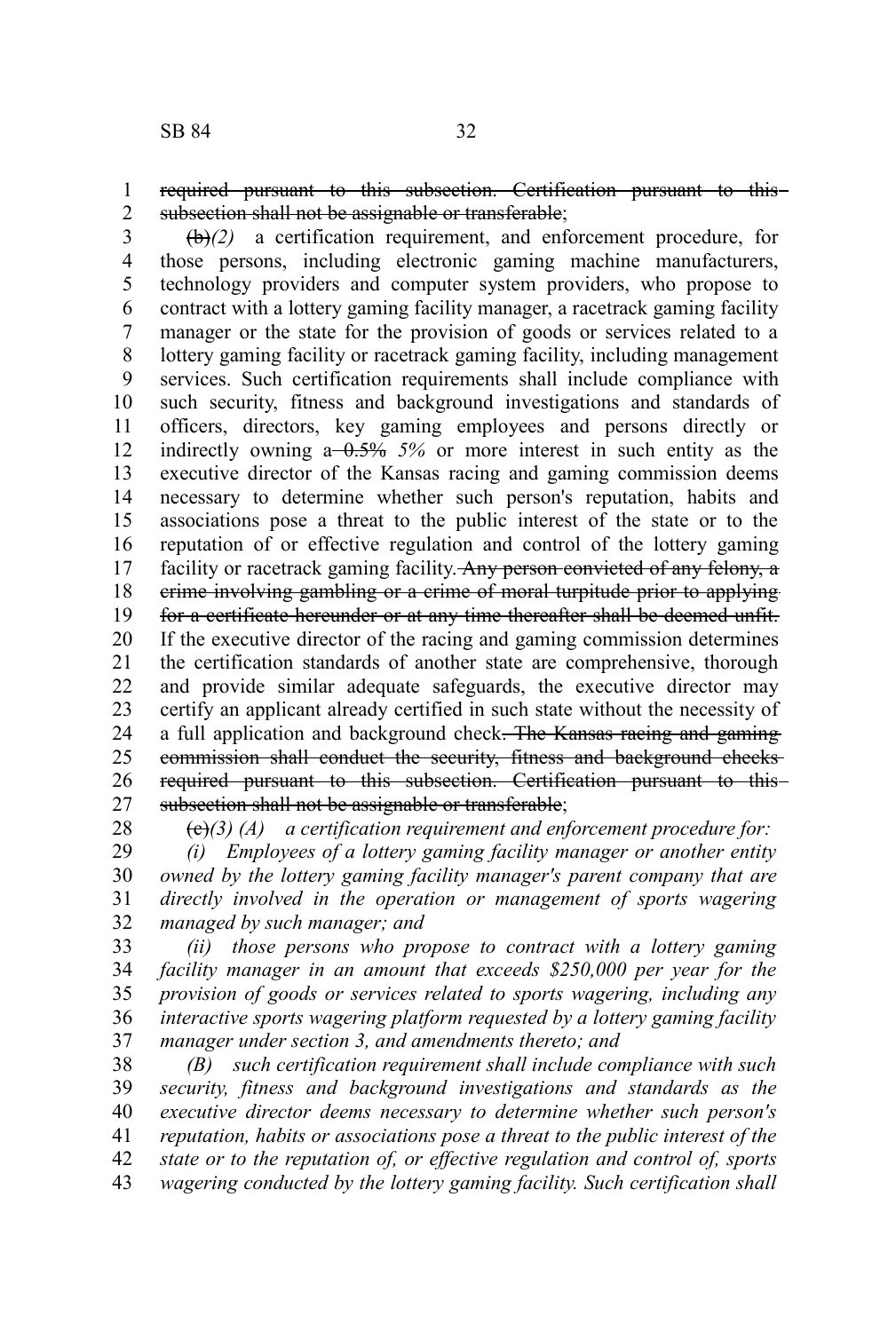~~required pursuant to this subsection. Certification pursuant to this subsection shall not be assignable or transferable~~;

~~(b)~~*(2)* a certification requirement, and enforcement procedure, for those persons, including electronic gaming machine manufacturers, technology providers and computer system providers, who propose to contract with a lottery gaming facility manager, a racetrack gaming facility manager or the state for the provision of goods or services related to a lottery gaming facility or racetrack gaming facility, including management services. Such certification requirements shall include compliance with such security, fitness and background investigations and standards of officers, directors, key gaming employees and persons directly or indirectly owning a ~~0.5%~~ *5%* or more interest in such entity as the executive director of the Kansas racing and gaming commission deems necessary to determine whether such person's reputation, habits and associations pose a threat to the public interest of the state or to the reputation of or effective regulation and control of the lottery gaming facility or racetrack gaming facility. ~~Any person convicted of any felony, a crime involving gambling or a crime of moral turpitude prior to applying for a certificate hereunder or at any time thereafter shall be deemed unfit.~~ If the executive director of the racing and gaming commission determines the certification standards of another state are comprehensive, thorough and provide similar adequate safeguards, the executive director may certify an applicant already certified in such state without the necessity of a full application and background check~~. The Kansas racing and gaming commission shall conduct the security, fitness and background checks required pursuant to this subsection. Certification pursuant to this subsection shall not be assignable or transferable~~;

~~(c)~~*(3) (A) a certification requirement and enforcement procedure for:*

*(i) Employees of a lottery gaming facility manager or another entity owned by the lottery gaming facility manager's parent company that are directly involved in the operation or management of sports wagering managed by such manager; and*

*(ii) those persons who propose to contract with a lottery gaming facility manager in an amount that exceeds $250,000 per year for the provision of goods or services related to sports wagering, including any interactive sports wagering platform requested by a lottery gaming facility manager under section 3, and amendments thereto; and*

*(B) such certification requirement shall include compliance with such security, fitness and background investigations and standards as the executive director deems necessary to determine whether such person's reputation, habits or associations pose a threat to the public interest of the state or to the reputation of, or effective regulation and control of, sports wagering conducted by the lottery gaming facility. Such certification shall*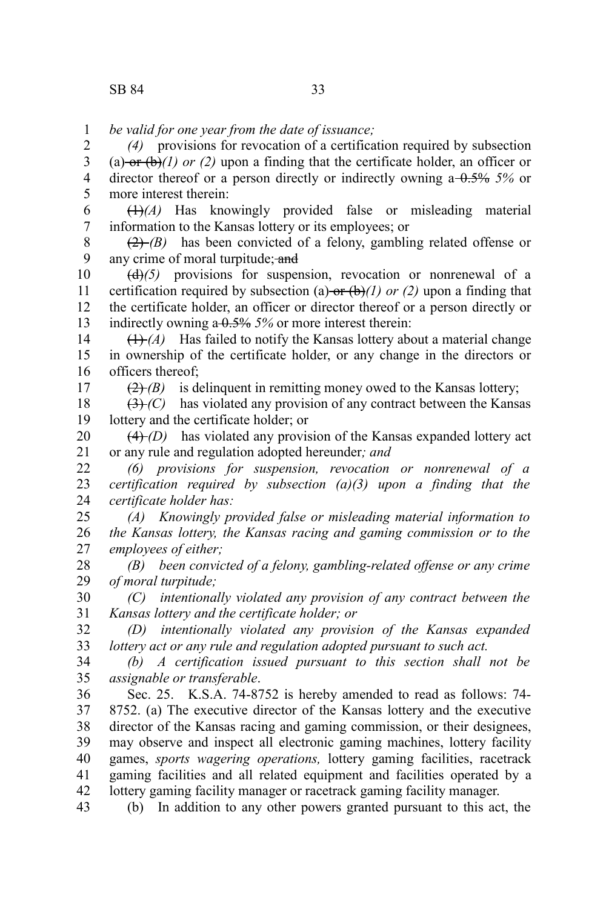*be valid for one year from the date of issuance;*

*(4)* provisions for revocation of a certification required by subsection (a) ~~or (b)~~*(1) or (2)* upon a finding that the certificate holder, an officer or director thereof or a person directly or indirectly owning a ~~0.5%~~ *5%* or more interest therein:

~~(1)~~*(A)* Has knowingly provided false or misleading material information to the Kansas lottery or its employees; or

~~(2)~~ *(B)* has been convicted of a felony, gambling related offense or any crime of moral turpitude; ~~and~~

~~(d)~~*(5)* provisions for suspension, revocation or nonrenewal of a certification required by subsection (a) ~~or (b)~~*(1) or (2)* upon a finding that the certificate holder, an officer or director thereof or a person directly or indirectly owning a ~~0.5%~~ *5%* or more interest therein:

~~(1)~~ *(A)* Has failed to notify the Kansas lottery about a material change in ownership of the certificate holder, or any change in the directors or officers thereof;

~~(2)~~ *(B)* is delinquent in remitting money owed to the Kansas lottery;

~~(3)~~ *(C)* has violated any provision of any contract between the Kansas lottery and the certificate holder; or

~~(4)~~ *(D)* has violated any provision of the Kansas expanded lottery act or any rule and regulation adopted hereunder*; and*

*(6) provisions for suspension, revocation or nonrenewal of a certification required by subsection (a)(3) upon a finding that the certificate holder has:*

*(A) Knowingly provided false or misleading material information to the Kansas lottery, the Kansas racing and gaming commission or to the employees of either;*

*(B) been convicted of a felony, gambling-related offense or any crime of moral turpitude;*

*(C) intentionally violated any provision of any contract between the Kansas lottery and the certificate holder; or*

*(D) intentionally violated any provision of the Kansas expanded lottery act or any rule and regulation adopted pursuant to such act.*

*(b) A certification issued pursuant to this section shall not be assignable or transferable*.

Sec. 25. K.S.A. 74-8752 is hereby amended to read as follows: 74-8752. (a) The executive director of the Kansas lottery and the executive director of the Kansas racing and gaming commission, or their designees, may observe and inspect all electronic gaming machines, lottery facility games, *sports wagering operations,* lottery gaming facilities, racetrack gaming facilities and all related equipment and facilities operated by a lottery gaming facility manager or racetrack gaming facility manager.

(b) In addition to any other powers granted pursuant to this act, the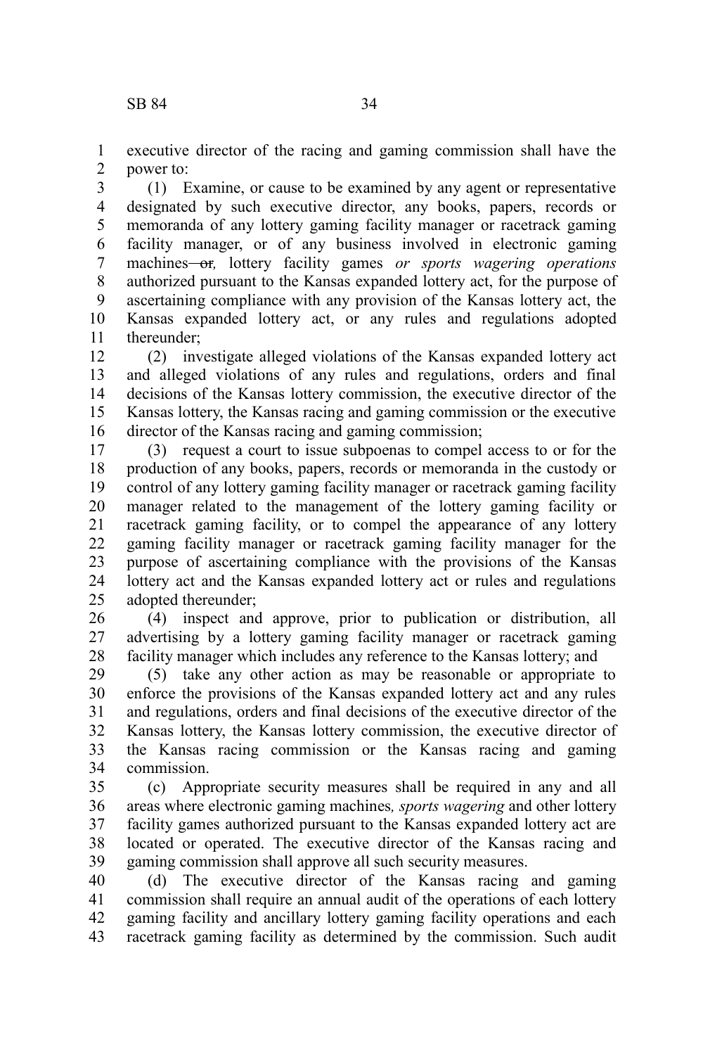executive director of the racing and gaming commission shall have the power to:

(1) Examine, or cause to be examined by any agent or representative designated by such executive director, any books, papers, records or memoranda of any lottery gaming facility manager or racetrack gaming facility manager, or of any business involved in electronic gaming machines ~~or~~*,* lottery facility games *or sports wagering operations* authorized pursuant to the Kansas expanded lottery act, for the purpose of ascertaining compliance with any provision of the Kansas lottery act, the Kansas expanded lottery act, or any rules and regulations adopted thereunder;

(2) investigate alleged violations of the Kansas expanded lottery act and alleged violations of any rules and regulations, orders and final decisions of the Kansas lottery commission, the executive director of the Kansas lottery, the Kansas racing and gaming commission or the executive director of the Kansas racing and gaming commission;

(3) request a court to issue subpoenas to compel access to or for the production of any books, papers, records or memoranda in the custody or control of any lottery gaming facility manager or racetrack gaming facility manager related to the management of the lottery gaming facility or racetrack gaming facility, or to compel the appearance of any lottery gaming facility manager or racetrack gaming facility manager for the purpose of ascertaining compliance with the provisions of the Kansas lottery act and the Kansas expanded lottery act or rules and regulations adopted thereunder;

(4) inspect and approve, prior to publication or distribution, all advertising by a lottery gaming facility manager or racetrack gaming facility manager which includes any reference to the Kansas lottery; and

(5) take any other action as may be reasonable or appropriate to enforce the provisions of the Kansas expanded lottery act and any rules and regulations, orders and final decisions of the executive director of the Kansas lottery, the Kansas lottery commission, the executive director of the Kansas racing commission or the Kansas racing and gaming commission.

(c) Appropriate security measures shall be required in any and all areas where electronic gaming machines*, sports wagering* and other lottery facility games authorized pursuant to the Kansas expanded lottery act are located or operated. The executive director of the Kansas racing and gaming commission shall approve all such security measures.

(d) The executive director of the Kansas racing and gaming commission shall require an annual audit of the operations of each lottery gaming facility and ancillary lottery gaming facility operations and each racetrack gaming facility as determined by the commission. Such audit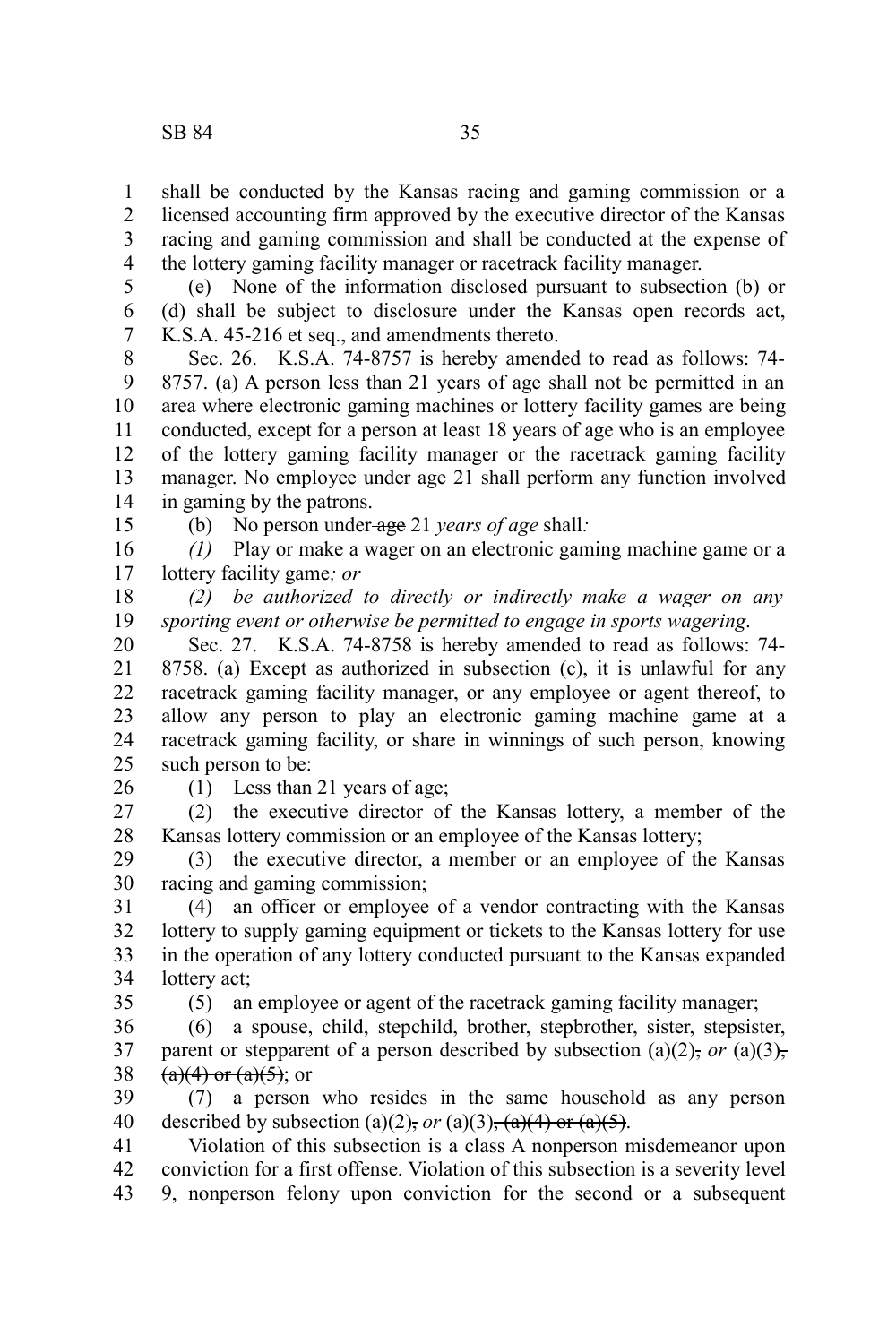shall be conducted by the Kansas racing and gaming commission or a licensed accounting firm approved by the executive director of the Kansas racing and gaming commission and shall be conducted at the expense of the lottery gaming facility manager or racetrack facility manager.

(e) None of the information disclosed pursuant to subsection (b) or (d) shall be subject to disclosure under the Kansas open records act, K.S.A. 45-216 et seq., and amendments thereto.

Sec. 26. K.S.A. 74-8757 is hereby amended to read as follows: 74-8757. (a) A person less than 21 years of age shall not be permitted in an area where electronic gaming machines or lottery facility games are being conducted, except for a person at least 18 years of age who is an employee of the lottery gaming facility manager or the racetrack gaming facility manager. No employee under age 21 shall perform any function involved in gaming by the patrons.

(b) No person under ~~age~~ 21 *years of age* shall*:*

*(1)* Play or make a wager on an electronic gaming machine game or a lottery facility game*; or*

*(2) be authorized to directly or indirectly make a wager on any sporting event or otherwise be permitted to engage in sports wagering*.

Sec. 27. K.S.A. 74-8758 is hereby amended to read as follows: 74-8758. (a) Except as authorized in subsection (c), it is unlawful for any racetrack gaming facility manager, or any employee or agent thereof, to allow any person to play an electronic gaming machine game at a racetrack gaming facility, or share in winnings of such person, knowing such person to be:

(1) Less than 21 years of age;

(2) the executive director of the Kansas lottery, a member of the Kansas lottery commission or an employee of the Kansas lottery;

(3) the executive director, a member or an employee of the Kansas racing and gaming commission;

(4) an officer or employee of a vendor contracting with the Kansas lottery to supply gaming equipment or tickets to the Kansas lottery for use in the operation of any lottery conducted pursuant to the Kansas expanded lottery act;

(5) an employee or agent of the racetrack gaming facility manager;

(6) a spouse, child, stepchild, brother, stepbrother, sister, stepsister, parent or stepparent of a person described by subsection (a)(2)~~,~~ *or* (a)(3)~~, (a)(4) or (a)(5)~~; or

(7) a person who resides in the same household as any person described by subsection (a)(2)~~,~~ *or* (a)(3)~~, (a)(4) or (a)(5)~~.

Violation of this subsection is a class A nonperson misdemeanor upon conviction for a first offense. Violation of this subsection is a severity level 9, nonperson felony upon conviction for the second or a subsequent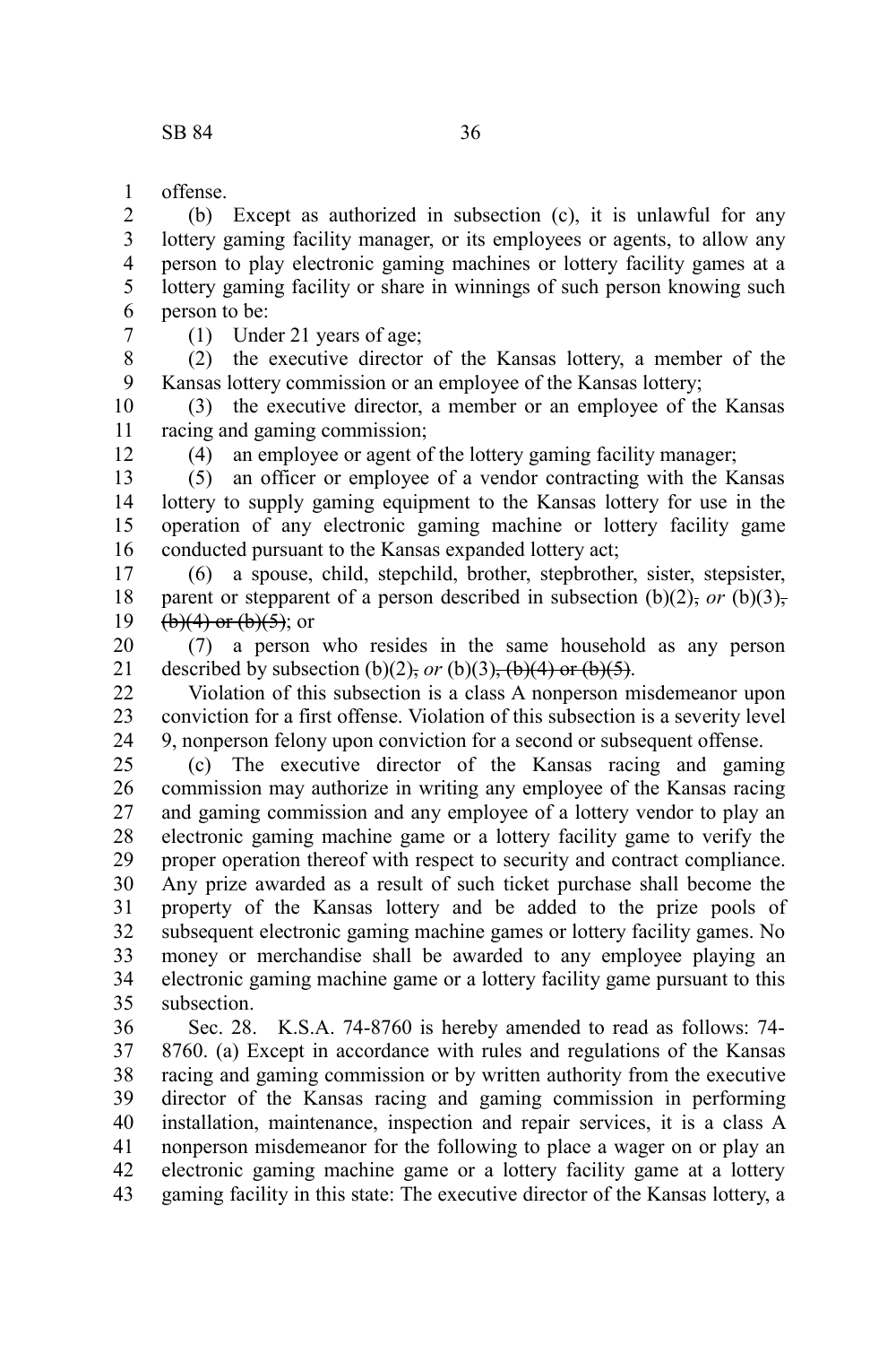offense.

(b) Except as authorized in subsection (c), it is unlawful for any lottery gaming facility manager, or its employees or agents, to allow any person to play electronic gaming machines or lottery facility games at a lottery gaming facility or share in winnings of such person knowing such person to be:

(1) Under 21 years of age;

(2) the executive director of the Kansas lottery, a member of the Kansas lottery commission or an employee of the Kansas lottery;

(3) the executive director, a member or an employee of the Kansas racing and gaming commission;

(4) an employee or agent of the lottery gaming facility manager;

(5) an officer or employee of a vendor contracting with the Kansas lottery to supply gaming equipment to the Kansas lottery for use in the operation of any electronic gaming machine or lottery facility game conducted pursuant to the Kansas expanded lottery act;

(6) a spouse, child, stepchild, brother, stepbrother, sister, stepsister, parent or stepparent of a person described in subsection (b)(2)~~,~~ *or* (b)(3)~~, (b)(4) or (b)(5)~~; or

(7) a person who resides in the same household as any person described by subsection (b)(2)~~,~~ *or* (b)(3)~~, (b)(4) or (b)(5)~~.

Violation of this subsection is a class A nonperson misdemeanor upon conviction for a first offense. Violation of this subsection is a severity level 9, nonperson felony upon conviction for a second or subsequent offense.

(c) The executive director of the Kansas racing and gaming commission may authorize in writing any employee of the Kansas racing and gaming commission and any employee of a lottery vendor to play an electronic gaming machine game or a lottery facility game to verify the proper operation thereof with respect to security and contract compliance. Any prize awarded as a result of such ticket purchase shall become the property of the Kansas lottery and be added to the prize pools of subsequent electronic gaming machine games or lottery facility games. No money or merchandise shall be awarded to any employee playing an electronic gaming machine game or a lottery facility game pursuant to this subsection.

Sec. 28. K.S.A. 74-8760 is hereby amended to read as follows: 74-8760. (a) Except in accordance with rules and regulations of the Kansas racing and gaming commission or by written authority from the executive director of the Kansas racing and gaming commission in performing installation, maintenance, inspection and repair services, it is a class A nonperson misdemeanor for the following to place a wager on or play an electronic gaming machine game or a lottery facility game at a lottery gaming facility in this state: The executive director of the Kansas lottery, a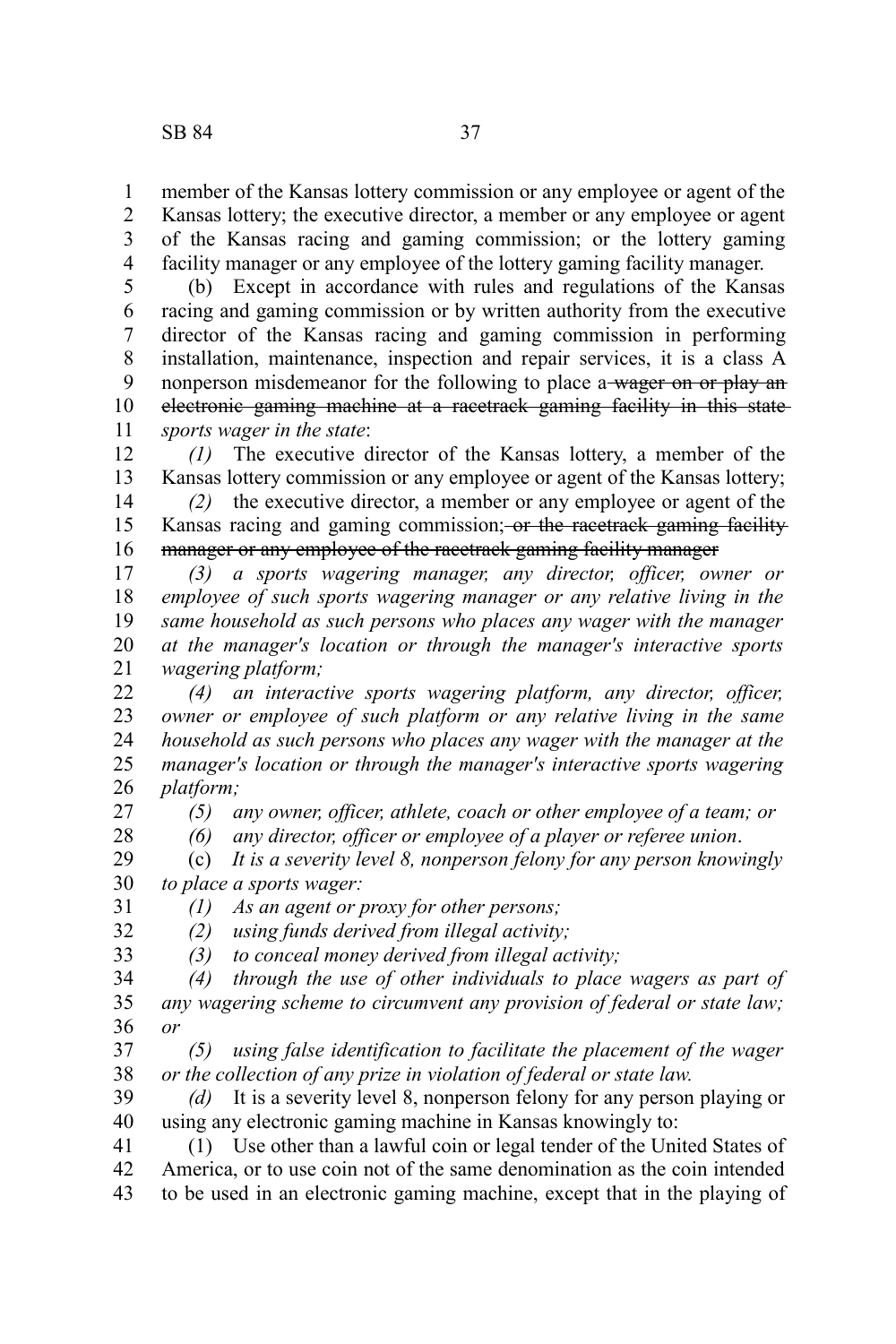member of the Kansas lottery commission or any employee or agent of the Kansas lottery; the executive director, a member or any employee or agent of the Kansas racing and gaming commission; or the lottery gaming facility manager or any employee of the lottery gaming facility manager.

(b) Except in accordance with rules and regulations of the Kansas racing and gaming commission or by written authority from the executive director of the Kansas racing and gaming commission in performing installation, maintenance, inspection and repair services, it is a class A nonperson misdemeanor for the following to place a ~~wager on or play an electronic gaming machine at a racetrack gaming facility in this state~~ *sports wager in the state*:

*(1)* The executive director of the Kansas lottery, a member of the Kansas lottery commission or any employee or agent of the Kansas lottery;

*(2)* the executive director, a member or any employee or agent of the Kansas racing and gaming commission; ~~or the racetrack gaming facility manager or any employee of the racetrack gaming facility manager~~

*(3) a sports wagering manager, any director, officer, owner or employee of such sports wagering manager or any relative living in the same household as such persons who places any wager with the manager at the manager's location or through the manager's interactive sports wagering platform;*

*(4) an interactive sports wagering platform, any director, officer, owner or employee of such platform or any relative living in the same household as such persons who places any wager with the manager at the manager's location or through the manager's interactive sports wagering platform;*

*(5) any owner, officer, athlete, coach or other employee of a team; or*

*(6) any director, officer or employee of a player or referee union*.

(c) *It is a severity level 8, nonperson felony for any person knowingly to place a sports wager:*

*(1) As an agent or proxy for other persons;*

*(2) using funds derived from illegal activity;*

*(3) to conceal money derived from illegal activity;*

*(4) through the use of other individuals to place wagers as part of any wagering scheme to circumvent any provision of federal or state law; or*

*(5) using false identification to facilitate the placement of the wager or the collection of any prize in violation of federal or state law.*

*(d)* It is a severity level 8, nonperson felony for any person playing or using any electronic gaming machine in Kansas knowingly to:

(1) Use other than a lawful coin or legal tender of the United States of America, or to use coin not of the same denomination as the coin intended to be used in an electronic gaming machine, except that in the playing of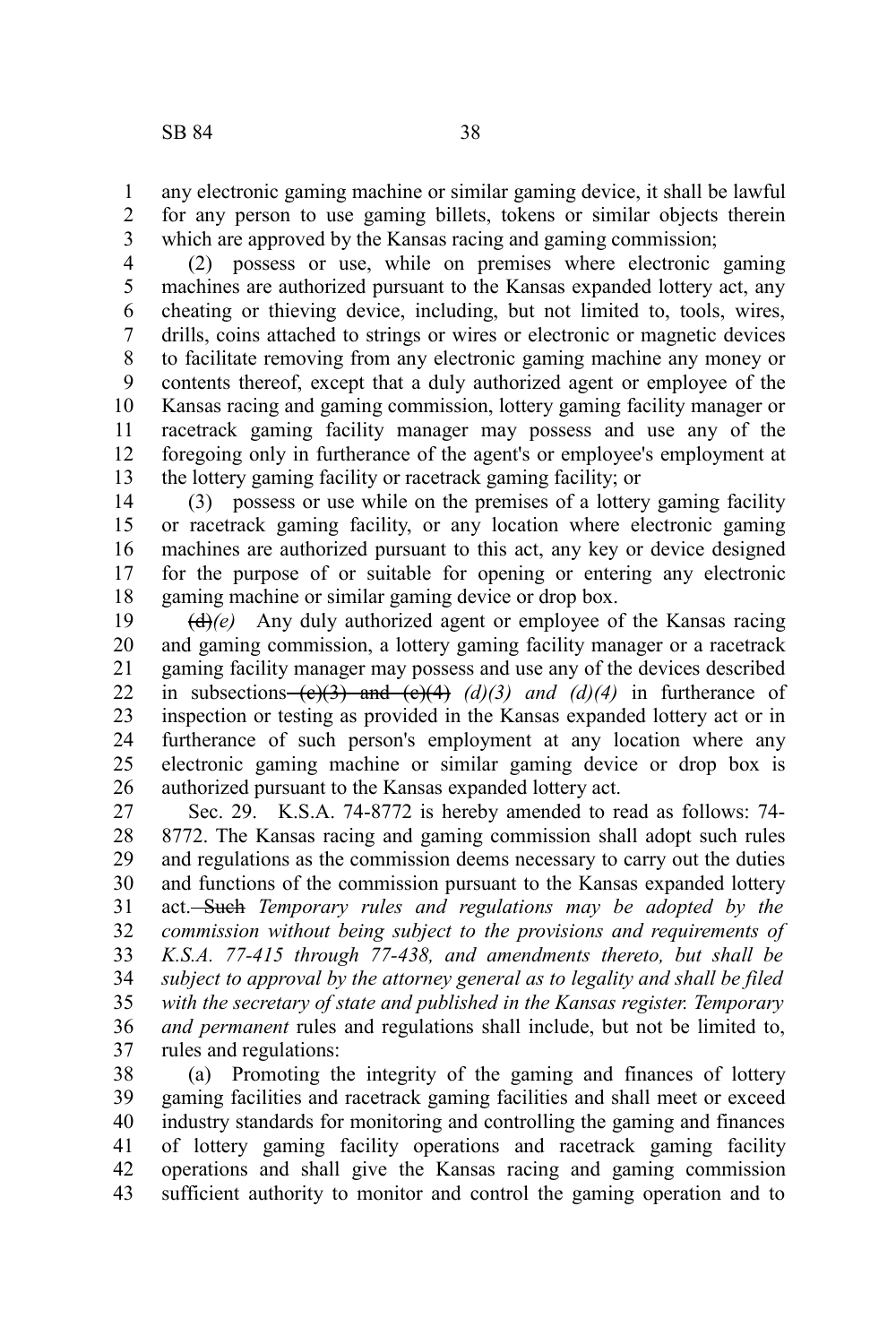any electronic gaming machine or similar gaming device, it shall be lawful for any person to use gaming billets, tokens or similar objects therein which are approved by the Kansas racing and gaming commission;

(2) possess or use, while on premises where electronic gaming machines are authorized pursuant to the Kansas expanded lottery act, any cheating or thieving device, including, but not limited to, tools, wires, drills, coins attached to strings or wires or electronic or magnetic devices to facilitate removing from any electronic gaming machine any money or contents thereof, except that a duly authorized agent or employee of the Kansas racing and gaming commission, lottery gaming facility manager or racetrack gaming facility manager may possess and use any of the foregoing only in furtherance of the agent's or employee's employment at the lottery gaming facility or racetrack gaming facility; or

(3) possess or use while on the premises of a lottery gaming facility or racetrack gaming facility, or any location where electronic gaming machines are authorized pursuant to this act, any key or device designed for the purpose of or suitable for opening or entering any electronic gaming machine or similar gaming device or drop box.

~~(d)~~*(e)* Any duly authorized agent or employee of the Kansas racing and gaming commission, a lottery gaming facility manager or a racetrack gaming facility manager may possess and use any of the devices described in subsections ~~(c)(3) and (c)(4)~~ *(d)(3) and (d)(4)* in furtherance of inspection or testing as provided in the Kansas expanded lottery act or in furtherance of such person's employment at any location where any electronic gaming machine or similar gaming device or drop box is authorized pursuant to the Kansas expanded lottery act.

Sec. 29. K.S.A. 74-8772 is hereby amended to read as follows: 74-8772. The Kansas racing and gaming commission shall adopt such rules and regulations as the commission deems necessary to carry out the duties and functions of the commission pursuant to the Kansas expanded lottery act. ~~Such~~ *Temporary rules and regulations may be adopted by the commission without being subject to the provisions and requirements of K.S.A. 77-415 through 77-438, and amendments thereto, but shall be subject to approval by the attorney general as to legality and shall be filed with the secretary of state and published in the Kansas register. Temporary and permanent* rules and regulations shall include, but not be limited to, rules and regulations:

(a) Promoting the integrity of the gaming and finances of lottery gaming facilities and racetrack gaming facilities and shall meet or exceed industry standards for monitoring and controlling the gaming and finances of lottery gaming facility operations and racetrack gaming facility operations and shall give the Kansas racing and gaming commission sufficient authority to monitor and control the gaming operation and to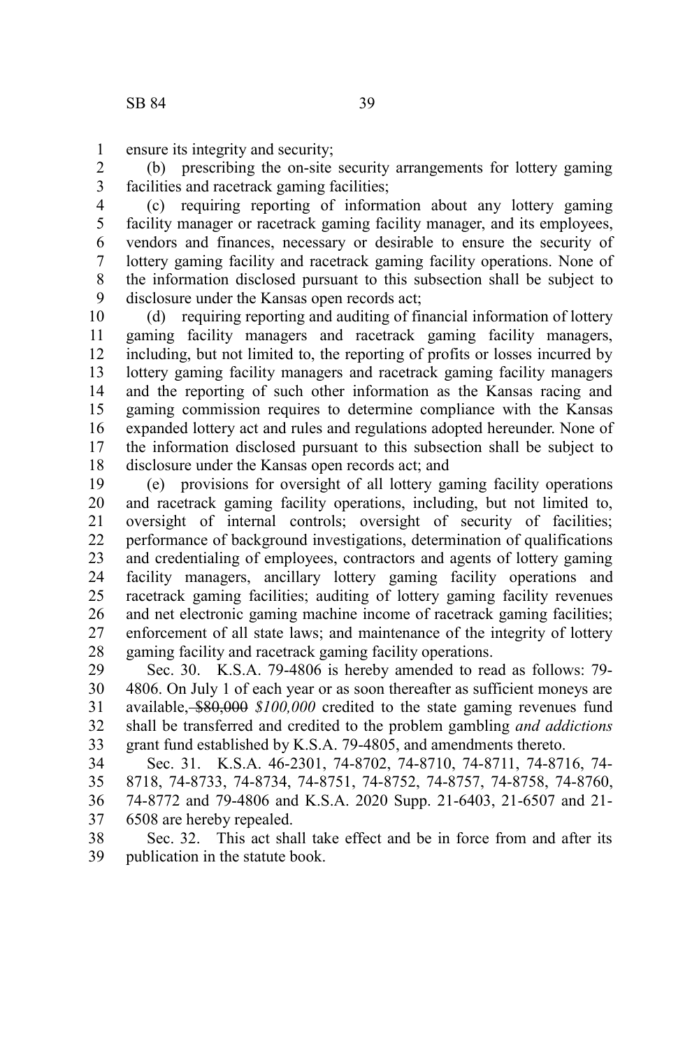ensure its integrity and security;

(b) prescribing the on-site security arrangements for lottery gaming facilities and racetrack gaming facilities;

(c) requiring reporting of information about any lottery gaming facility manager or racetrack gaming facility manager, and its employees, vendors and finances, necessary or desirable to ensure the security of lottery gaming facility and racetrack gaming facility operations. None of the information disclosed pursuant to this subsection shall be subject to disclosure under the Kansas open records act;

(d) requiring reporting and auditing of financial information of lottery gaming facility managers and racetrack gaming facility managers, including, but not limited to, the reporting of profits or losses incurred by lottery gaming facility managers and racetrack gaming facility managers and the reporting of such other information as the Kansas racing and gaming commission requires to determine compliance with the Kansas expanded lottery act and rules and regulations adopted hereunder. None of the information disclosed pursuant to this subsection shall be subject to disclosure under the Kansas open records act; and

(e) provisions for oversight of all lottery gaming facility operations and racetrack gaming facility operations, including, but not limited to, oversight of internal controls; oversight of security of facilities; performance of background investigations, determination of qualifications and credentialing of employees, contractors and agents of lottery gaming facility managers, ancillary lottery gaming facility operations and racetrack gaming facilities; auditing of lottery gaming facility revenues and net electronic gaming machine income of racetrack gaming facilities; enforcement of all state laws; and maintenance of the integrity of lottery gaming facility and racetrack gaming facility operations.

Sec. 30. K.S.A. 79-4806 is hereby amended to read as follows: 79-4806. On July 1 of each year or as soon thereafter as sufficient moneys are available, ~~$80,000~~ *$100,000* credited to the state gaming revenues fund shall be transferred and credited to the problem gambling *and addictions* grant fund established by K.S.A. 79-4805, and amendments thereto.

Sec. 31. K.S.A. 46-2301, 74-8702, 74-8710, 74-8711, 74-8716, 74-8718, 74-8733, 74-8734, 74-8751, 74-8752, 74-8757, 74-8758, 74-8760, 74-8772 and 79-4806 and K.S.A. 2020 Supp. 21-6403, 21-6507 and 21-6508 are hereby repealed.

Sec. 32. This act shall take effect and be in force from and after its publication in the statute book.